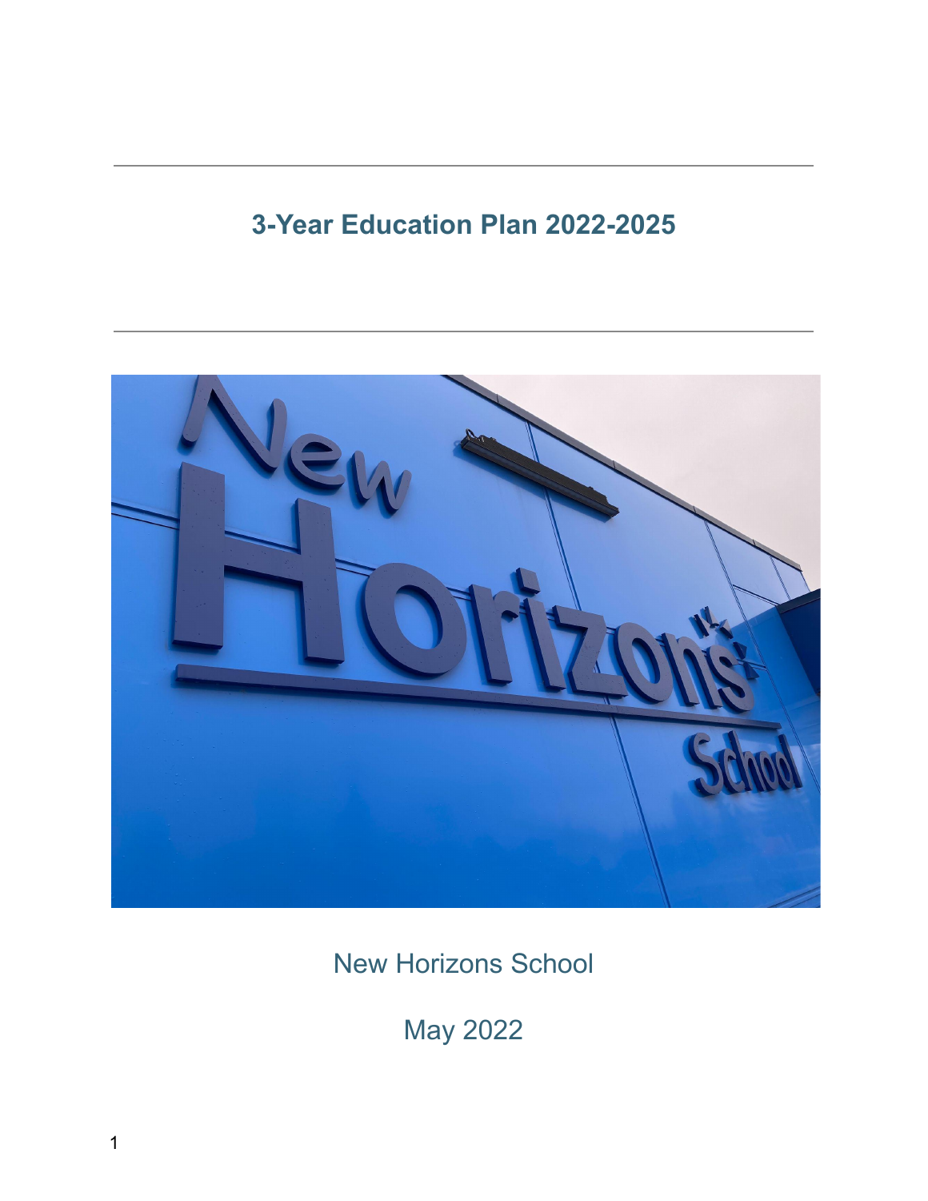# 3-Year Education Plan 2022-2025

New Horizons School

May 2022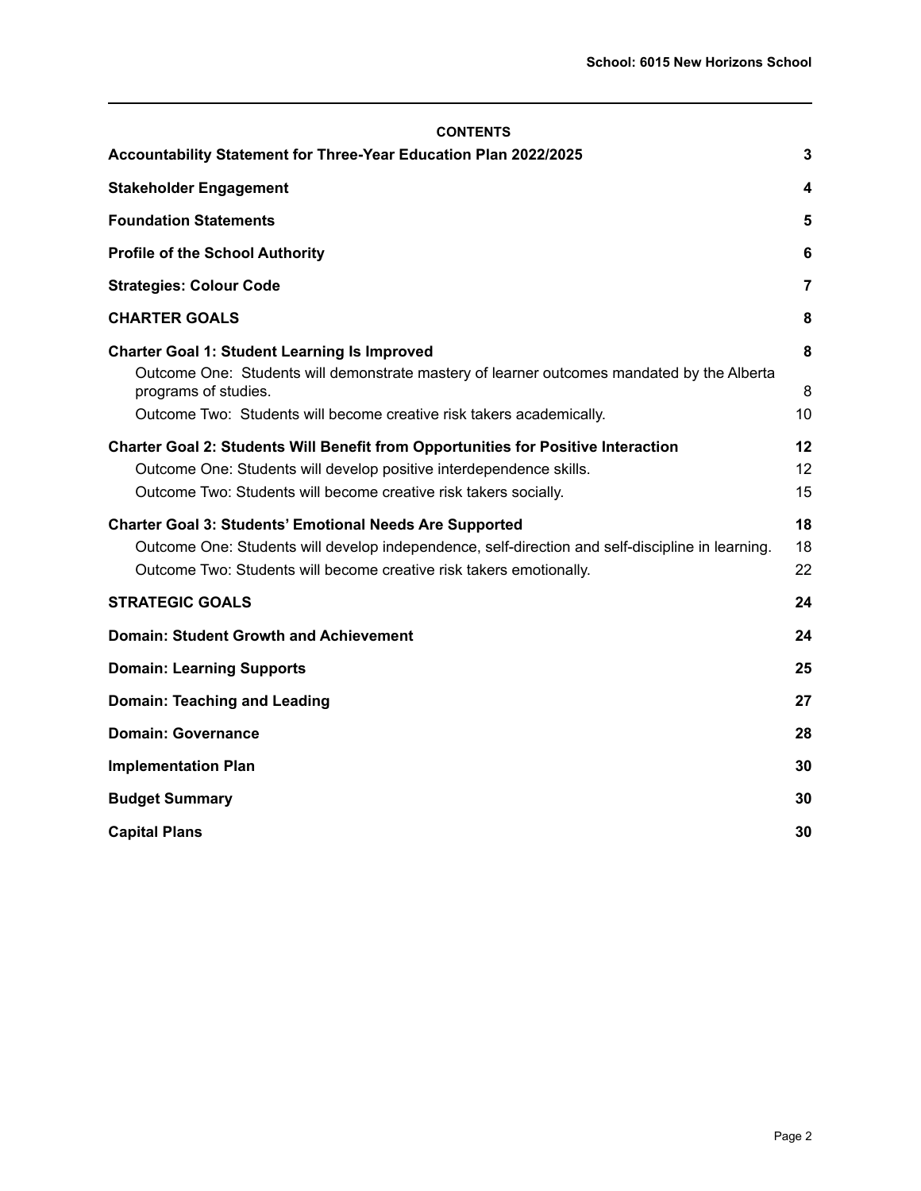**CONTENTS**

| | |
|---|---|
| **Accountability Statement for Three-Year Education Plan 2022/2025** | **3** |
| **Stakeholder Engagement** | **4** |
| **Foundation Statements** | **5** |
| **Profile of the School Authority** | **6** |
| **Strategies: Colour Code** | **7** |
| **CHARTER GOALS** | **8** |
| **Charter Goal 1: Student Learning Is Improved** | **8** |
| Outcome One: Students will demonstrate mastery of learner outcomes mandated by the Alberta programs of studies. | 8 |
| Outcome Two: Students will become creative risk takers academically. | 10 |
| **Charter Goal 2: Students Will Benefit from Opportunities for Positive Interaction** | **12** |
| Outcome One: Students will develop positive interdependence skills. | 12 |
| Outcome Two: Students will become creative risk takers socially. | 15 |
| **Charter Goal 3: Students' Emotional Needs Are Supported** | **18** |
| Outcome One: Students will develop independence, self-direction and self-discipline in learning. | 18 |
| Outcome Two: Students will become creative risk takers emotionally. | 22 |
| **STRATEGIC GOALS** | **24** |
| **Domain: Student Growth and Achievement** | **24** |
| **Domain: Learning Supports** | **25** |
| **Domain: Teaching and Leading** | **27** |
| **Domain: Governance** | **28** |
| **Implementation Plan** | **30** |
| **Budget Summary** | **30** |
| **Capital Plans** | **30** |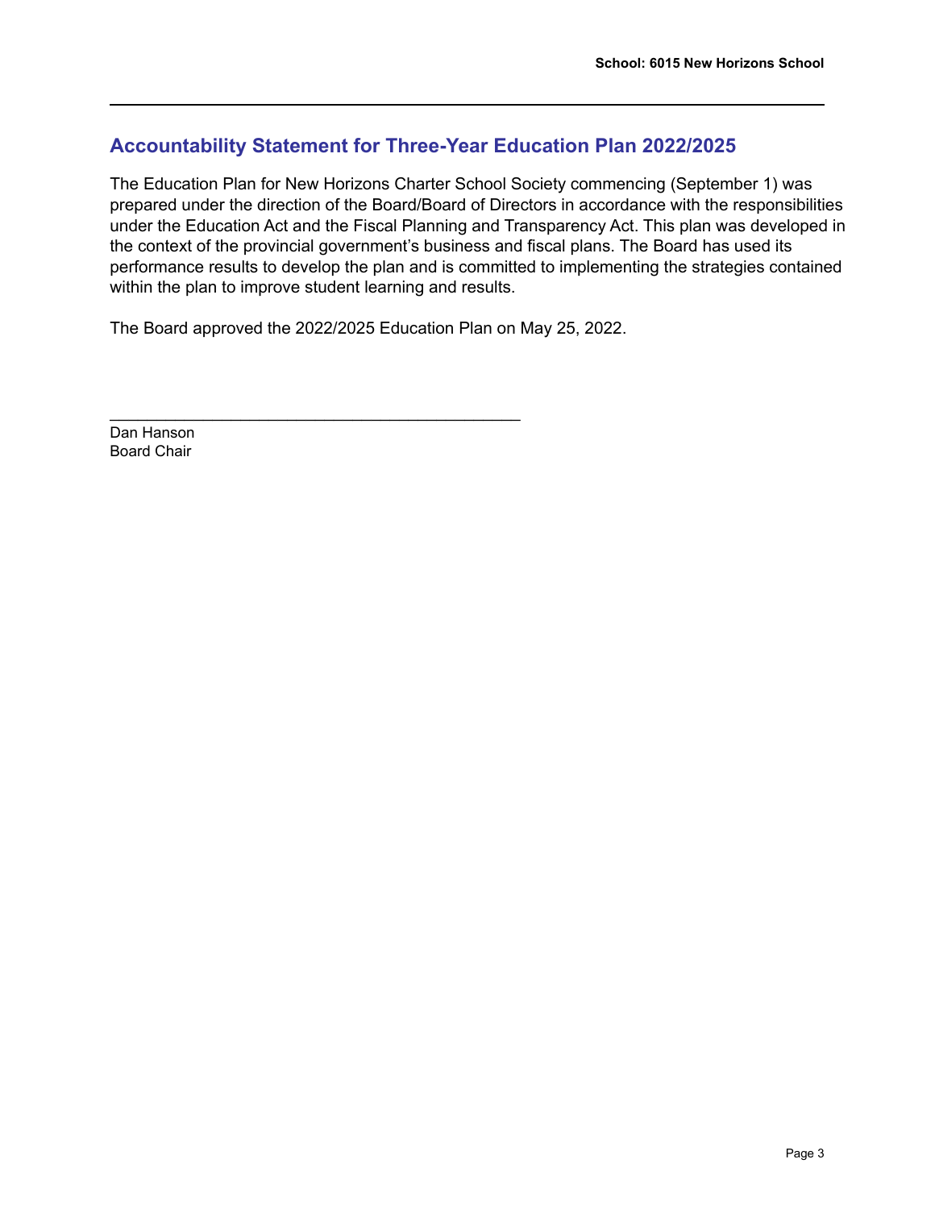## Accountability Statement for Three-Year Education Plan 2022/2025

The Education Plan for New Horizons Charter School Society commencing (September 1) was prepared under the direction of the Board/Board of Directors in accordance with the responsibilities under the Education Act and the Fiscal Planning and Transparency Act. This plan was developed in the context of the provincial government's business and fiscal plans. The Board has used its performance results to develop the plan and is committed to implementing the strategies contained within the plan to improve student learning and results.

The Board approved the 2022/2025 Education Plan on May 25, 2022.

_______________________________________________

Dan Hanson
Board Chair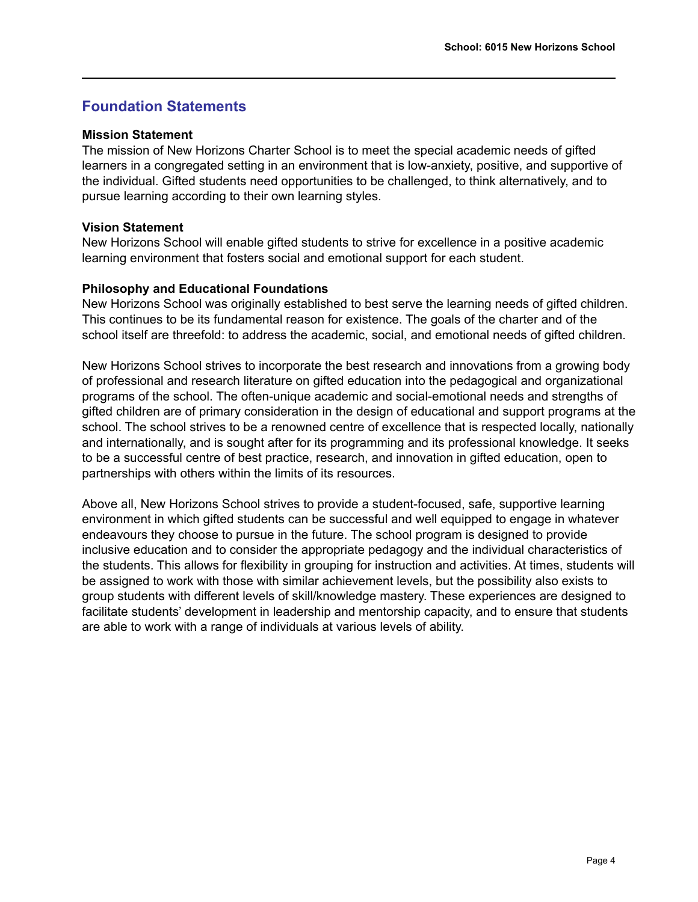## Foundation Statements

**Mission Statement**
The mission of New Horizons Charter School is to meet the special academic needs of gifted learners in a congregated setting in an environment that is low-anxiety, positive, and supportive of the individual. Gifted students need opportunities to be challenged, to think alternatively, and to pursue learning according to their own learning styles.

**Vision Statement**
New Horizons School will enable gifted students to strive for excellence in a positive academic learning environment that fosters social and emotional support for each student.

**Philosophy and Educational Foundations**
New Horizons School was originally established to best serve the learning needs of gifted children. This continues to be its fundamental reason for existence. The goals of the charter and of the school itself are threefold: to address the academic, social, and emotional needs of gifted children.

New Horizons School strives to incorporate the best research and innovations from a growing body of professional and research literature on gifted education into the pedagogical and organizational programs of the school. The often-unique academic and social-emotional needs and strengths of gifted children are of primary consideration in the design of educational and support programs at the school. The school strives to be a renowned centre of excellence that is respected locally, nationally and internationally, and is sought after for its programming and its professional knowledge. It seeks to be a successful centre of best practice, research, and innovation in gifted education, open to partnerships with others within the limits of its resources.

Above all, New Horizons School strives to provide a student-focused, safe, supportive learning environment in which gifted students can be successful and well equipped to engage in whatever endeavours they choose to pursue in the future. The school program is designed to provide inclusive education and to consider the appropriate pedagogy and the individual characteristics of the students. This allows for flexibility in grouping for instruction and activities. At times, students will be assigned to work with those with similar achievement levels, but the possibility also exists to group students with different levels of skill/knowledge mastery. These experiences are designed to facilitate students' development in leadership and mentorship capacity, and to ensure that students are able to work with a range of individuals at various levels of ability.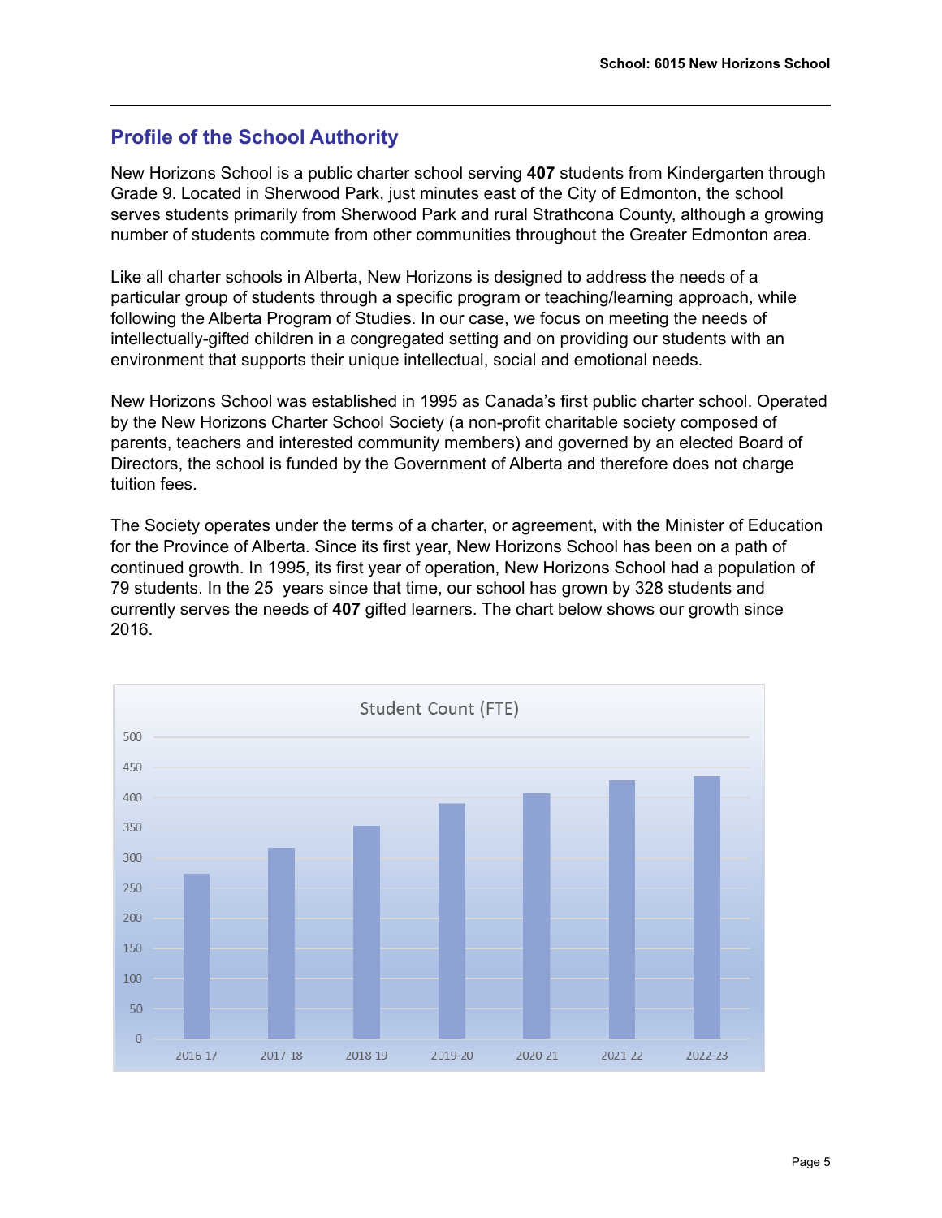## Profile of the School Authority

New Horizons School is a public charter school serving **407** students from Kindergarten through Grade 9. Located in Sherwood Park, just minutes east of the City of Edmonton, the school serves students primarily from Sherwood Park and rural Strathcona County, although a growing number of students commute from other communities throughout the Greater Edmonton area.

Like all charter schools in Alberta, New Horizons is designed to address the needs of a particular group of students through a specific program or teaching/learning approach, while following the Alberta Program of Studies. In our case, we focus on meeting the needs of intellectually-gifted children in a congregated setting and on providing our students with an environment that supports their unique intellectual, social and emotional needs.

New Horizons School was established in 1995 as Canada's first public charter school. Operated by the New Horizons Charter School Society (a non-profit charitable society composed of parents, teachers and interested community members) and governed by an elected Board of Directors, the school is funded by the Government of Alberta and therefore does not charge tuition fees.

The Society operates under the terms of a charter, or agreement, with the Minister of Education for the Province of Alberta. Since its first year, New Horizons School has been on a path of continued growth. In 1995, its first year of operation, New Horizons School had a population of 79 students. In the 25 years since that time, our school has grown by 328 students and currently serves the needs of **407** gifted learners. The chart below shows our growth since 2016.

Student Count (FTE)

| Year | Student Count (FTE) (approx.) |
|---|---|
| 2016-17 | 273 |
| 2017-18 | 316 |
| 2018-19 | 352 |
| 2019-20 | 390 |
| 2020-21 | 407 |
| 2021-22 | 428 |
| 2022-23 | 435 |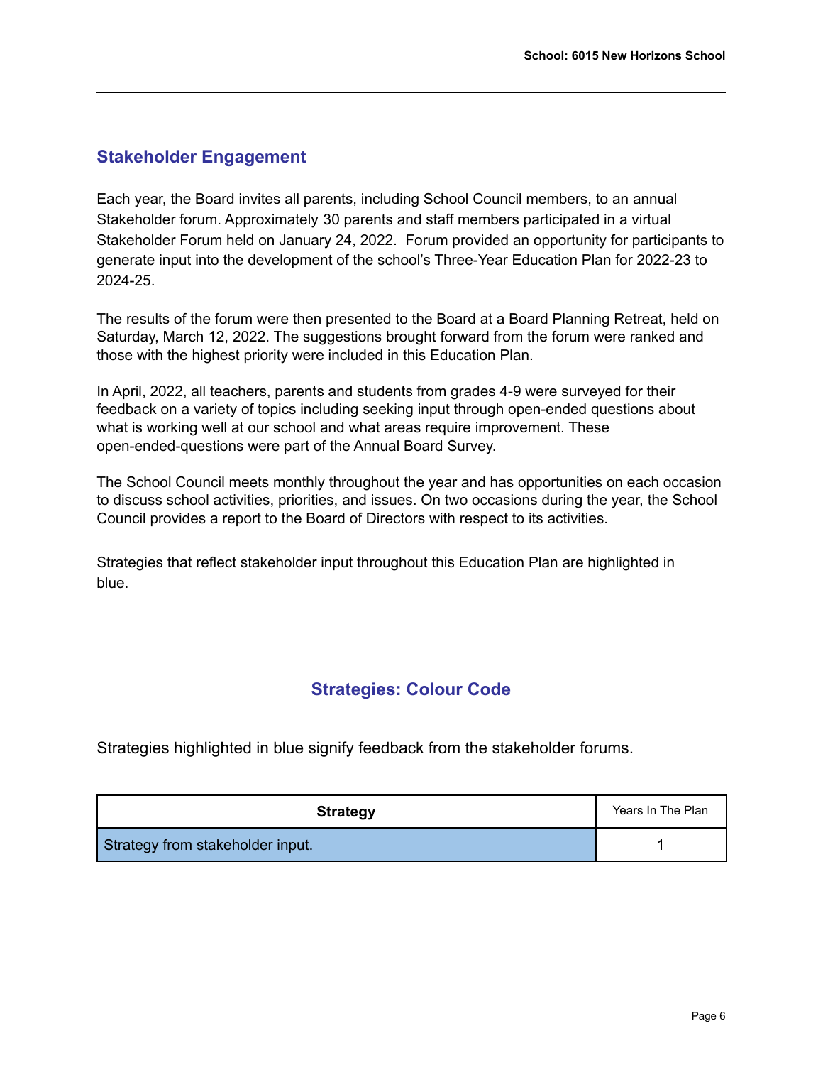## Stakeholder Engagement

Each year, the Board invites all parents, including School Council members, to an annual Stakeholder forum. Approximately 30 parents and staff members participated in a virtual Stakeholder Forum held on January 24, 2022. Forum provided an opportunity for participants to generate input into the development of the school's Three-Year Education Plan for 2022-23 to 2024-25.

The results of the forum were then presented to the Board at a Board Planning Retreat, held on Saturday, March 12, 2022. The suggestions brought forward from the forum were ranked and those with the highest priority were included in this Education Plan.

In April, 2022, all teachers, parents and students from grades 4-9 were surveyed for their feedback on a variety of topics including seeking input through open-ended questions about what is working well at our school and what areas require improvement. These open-ended-questions were part of the Annual Board Survey.

The School Council meets monthly throughout the year and has opportunities on each occasion to discuss school activities, priorities, and issues. On two occasions during the year, the School Council provides a report to the Board of Directors with respect to its activities.

Strategies that reflect stakeholder input throughout this Education Plan are highlighted in blue.

## Strategies: Colour Code

Strategies highlighted in blue signify feedback from the stakeholder forums.

| **Strategy** | Years In The Plan |
|---|---|
| Strategy from stakeholder input. | 1 |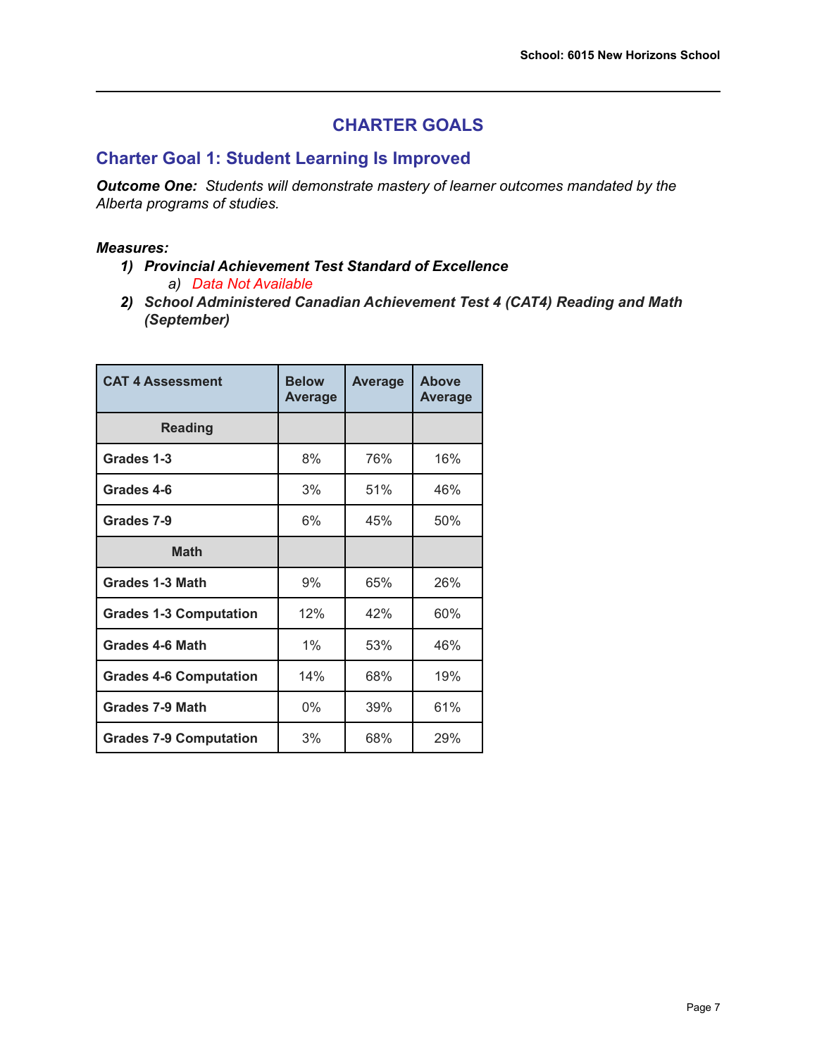# CHARTER GOALS

## Charter Goal 1: Student Learning Is Improved

***Outcome One:*** *Students will demonstrate mastery of learner outcomes mandated by the Alberta programs of studies.*

***Measures:***

1) ***Provincial Achievement Test Standard of Excellence***
   a) Data Not Available
2) ***School Administered Canadian Achievement Test 4 (CAT4) Reading and Math (September)***

| CAT 4 Assessment | Below Average | Average | Above Average |
|---|---|---|---|
| **Reading** | | | |
| **Grades 1-3** | 8% | 76% | 16% |
| **Grades 4-6** | 3% | 51% | 46% |
| **Grades 7-9** | 6% | 45% | 50% |
| **Math** | | | |
| **Grades 1-3 Math** | 9% | 65% | 26% |
| **Grades 1-3 Computation** | 12% | 42% | 60% |
| **Grades 4-6 Math** | 1% | 53% | 46% |
| **Grades 4-6 Computation** | 14% | 68% | 19% |
| **Grades 7-9 Math** | 0% | 39% | 61% |
| **Grades 7-9 Computation** | 3% | 68% | 29% |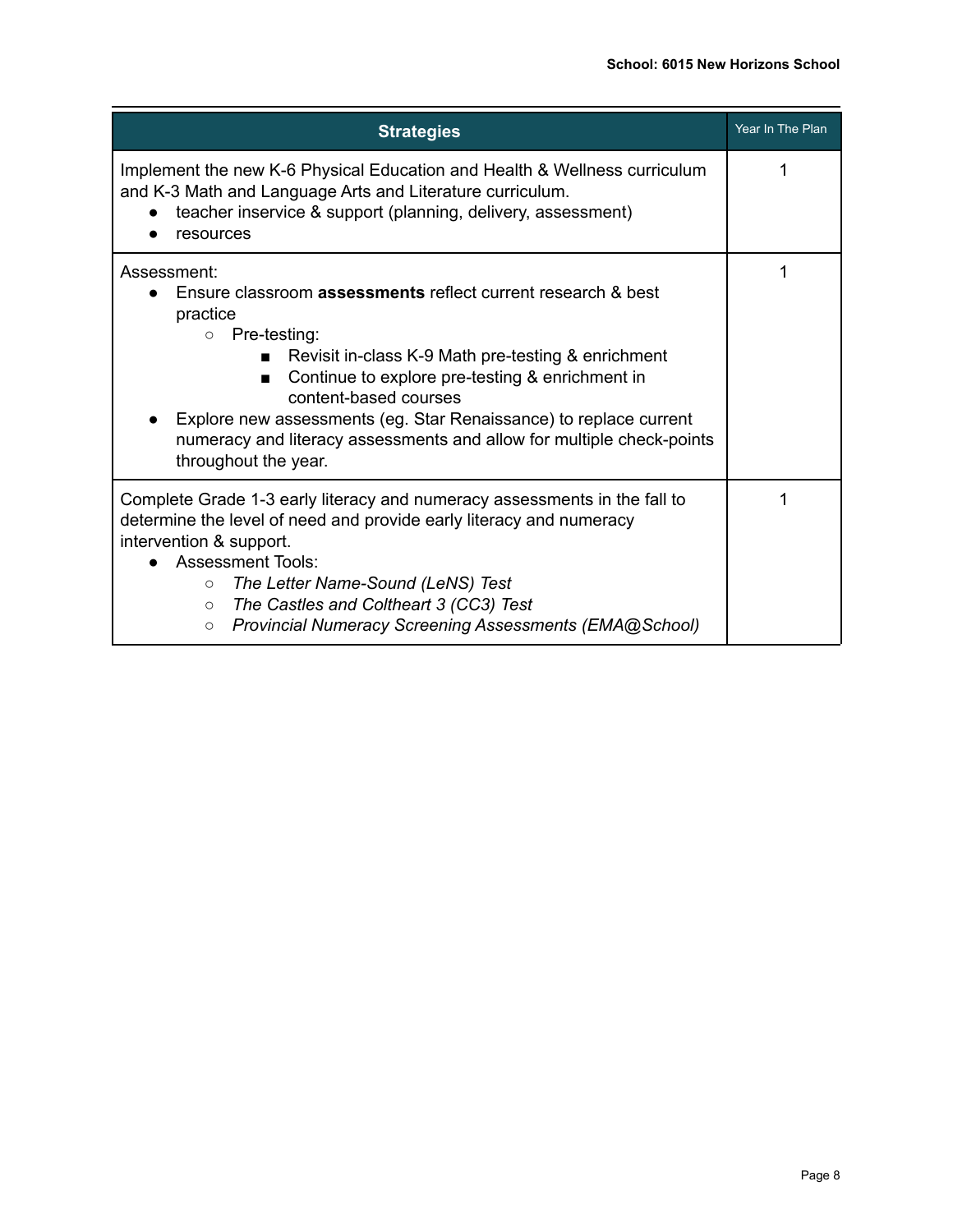| Strategies | Year In The Plan |
|---|---|
| Implement the new K-6 Physical Education and Health & Wellness curriculum and K-3 Math and Language Arts and Literature curriculum.<br>• teacher inservice & support (planning, delivery, assessment)<br>• resources | 1 |
| Assessment:<br>• Ensure classroom **assessments** reflect current research & best practice<br>  ○ Pre-testing:<br>    ■ Revisit in-class K-9 Math pre-testing & enrichment<br>    ■ Continue to explore pre-testing & enrichment in content-based courses<br>• Explore new assessments (eg. Star Renaissance) to replace current numeracy and literacy assessments and allow for multiple check-points throughout the year. | 1 |
| Complete Grade 1-3 early literacy and numeracy assessments in the fall to determine the level of need and provide early literacy and numeracy intervention & support.<br>• Assessment Tools:<br>  ○ *The Letter Name-Sound (LeNS) Test*<br>  ○ *The Castles and Coltheart 3 (CC3) Test*<br>  ○ *Provincial Numeracy Screening Assessments (EMA@School)* | 1 |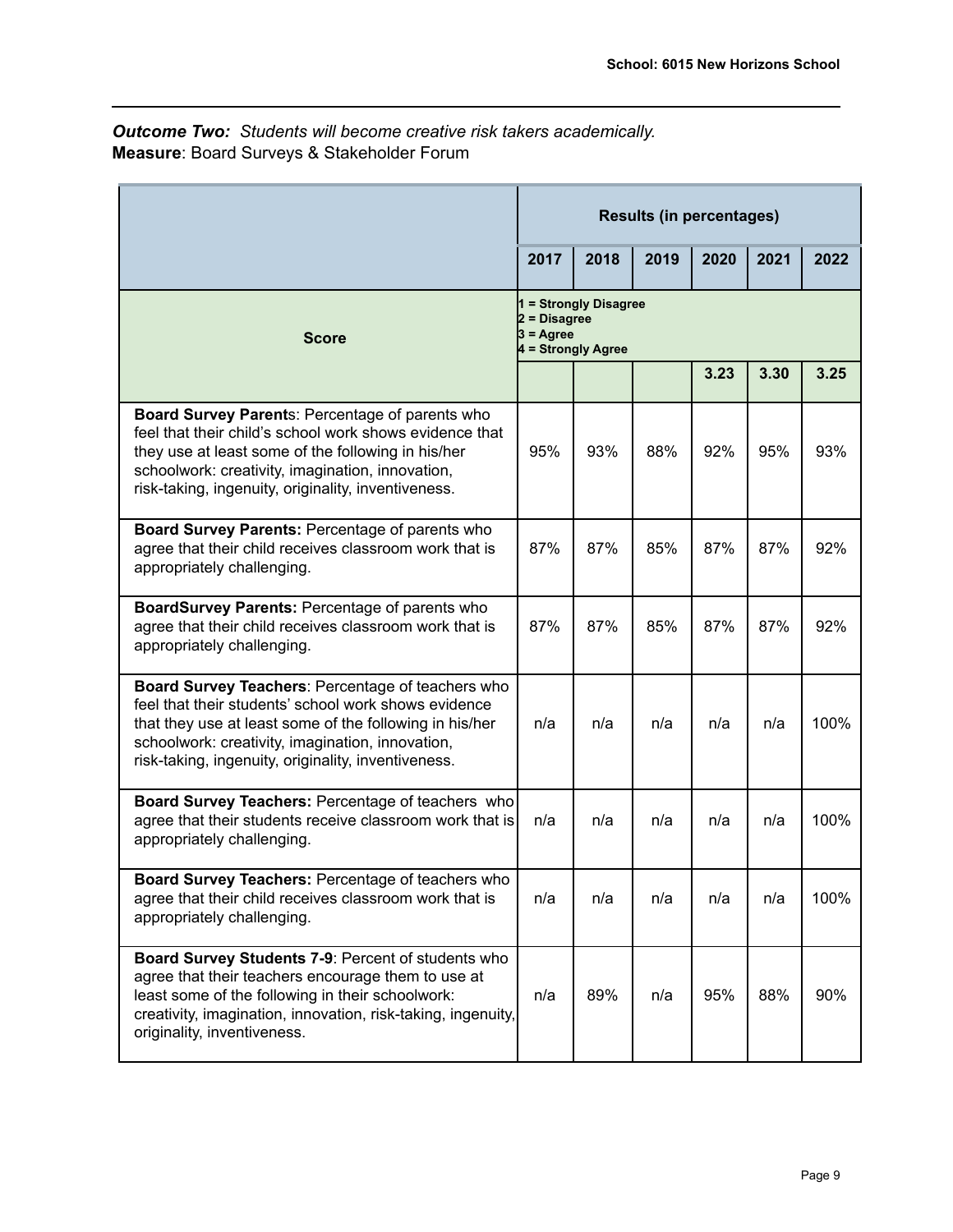***Outcome Two:*** *Students will become creative risk takers academically.*
**Measure**: Board Surveys & Stakeholder Forum

| | Results (in percentages) | | | | | |
|---|---|---|---|---|---|---|
| | **2017** | **2018** | **2019** | **2020** | **2021** | **2022** |
| **Score** | **1 = Strongly Disagree**<br>**2 = Disagree**<br>**3 = Agree**<br>**4 = Strongly Agree** | | | | | |
| | | | | **3.23** | **3.30** | **3.25** |
| **Board Survey Parent**s: Percentage of parents who feel that their child's school work shows evidence that they use at least some of the following in his/her schoolwork: creativity, imagination, innovation, risk-taking, ingenuity, originality, inventiveness. | 95% | 93% | 88% | 92% | 95% | 93% |
| **Board Survey Parents:** Percentage of parents who agree that their child receives classroom work that is appropriately challenging. | 87% | 87% | 85% | 87% | 87% | 92% |
| **BoardSurvey Parents:** Percentage of parents who agree that their child receives classroom work that is appropriately challenging. | 87% | 87% | 85% | 87% | 87% | 92% |
| **Board Survey Teachers**: Percentage of teachers who feel that their students' school work shows evidence that they use at least some of the following in his/her schoolwork: creativity, imagination, innovation, risk-taking, ingenuity, originality, inventiveness. | n/a | n/a | n/a | n/a | n/a | 100% |
| **Board Survey Teachers:** Percentage of teachers who agree that their students receive classroom work that is appropriately challenging. | n/a | n/a | n/a | n/a | n/a | 100% |
| **Board Survey Teachers:** Percentage of teachers who agree that their child receives classroom work that is appropriately challenging. | n/a | n/a | n/a | n/a | n/a | 100% |
| **Board Survey Students 7-9**: Percent of students who agree that their teachers encourage them to use at least some of the following in their schoolwork: creativity, imagination, innovation, risk-taking, ingenuity, originality, inventiveness. | n/a | 89% | n/a | 95% | 88% | 90% |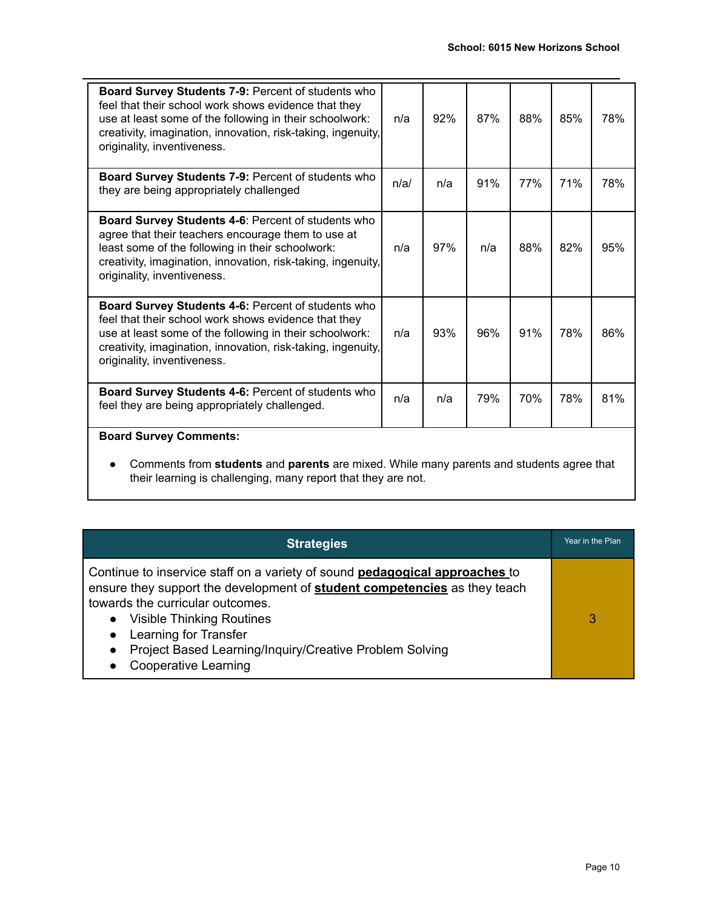| | | | | | | |
|---|---|---|---|---|---|---|
| **Board Survey Students 7-9:** Percent of students who feel that their school work shows evidence that they use at least some of the following in their schoolwork: creativity, imagination, innovation, risk-taking, ingenuity, originality, inventiveness. | n/a | 92% | 87% | 88% | 85% | 78% |
| **Board Survey Students 7-9:** Percent of students who they are being appropriately challenged | n/a/ | n/a | 91% | 77% | 71% | 78% |
| **Board Survey Students 4-6**: Percent of students who agree that their teachers encourage them to use at least some of the following in their schoolwork: creativity, imagination, innovation, risk-taking, ingenuity, originality, inventiveness. | n/a | 97% | n/a | 88% | 82% | 95% |
| **Board Survey Students 4-6:** Percent of students who feel that their school work shows evidence that they use at least some of the following in their schoolwork: creativity, imagination, innovation, risk-taking, ingenuity, originality, inventiveness. | n/a | 93% | 96% | 91% | 78% | 86% |
| **Board Survey Students 4-6:** Percent of students who feel they are being appropriately challenged. | n/a | n/a | 79% | 70% | 78% | 81% |

**Board Survey Comments:**

- Comments from **students** and **parents** are mixed. While many parents and students agree that their learning is challenging, many report that they are not.

| Strategies | Year in the Plan |
|---|---|
| Continue to inservice staff on a variety of sound **pedagogical approaches** to ensure they support the development of **student competencies** as they teach towards the curricular outcomes.<br>• Visible Thinking Routines<br>• Learning for Transfer<br>• Project Based Learning/Inquiry/Creative Problem Solving<br>• Cooperative Learning | 3 |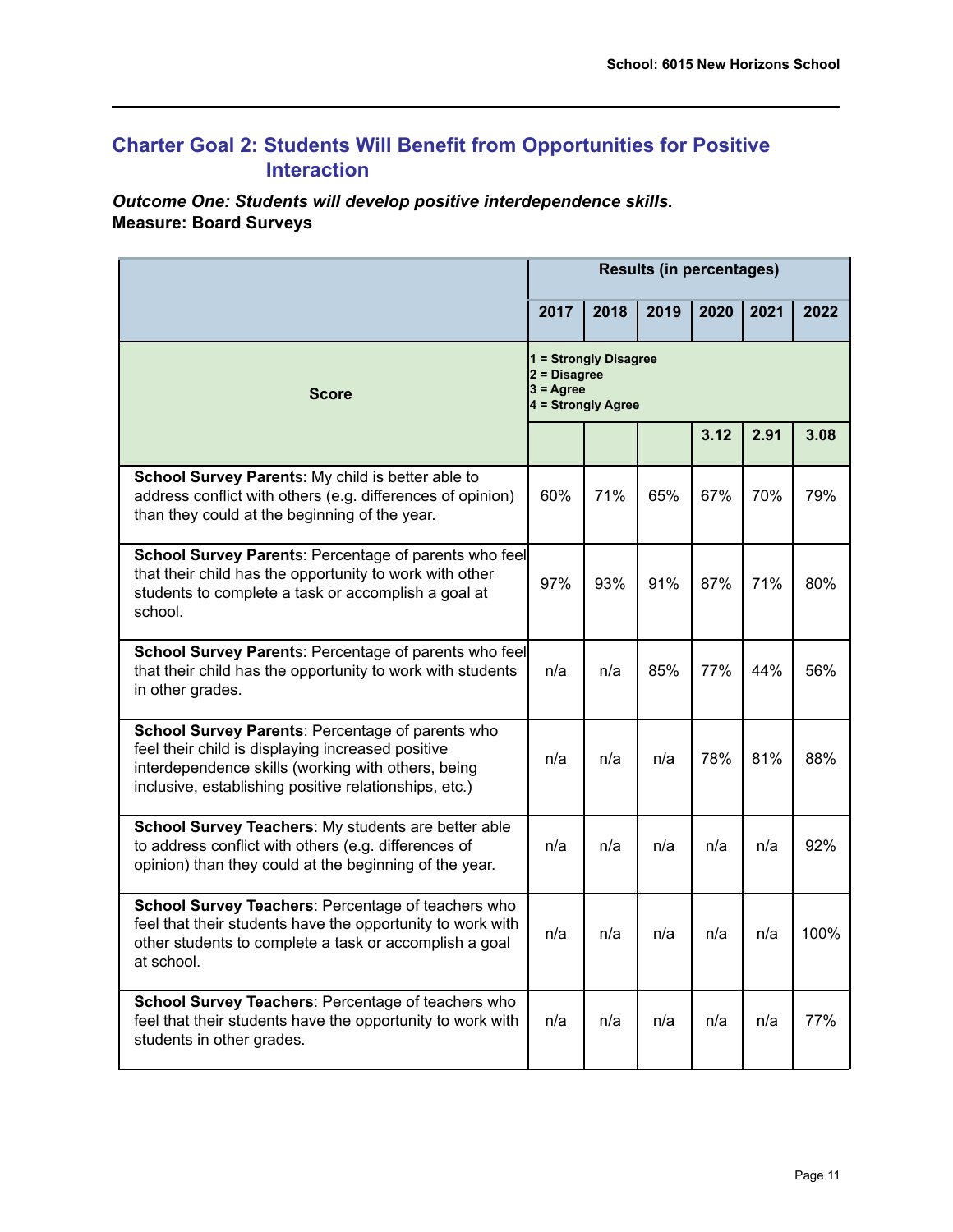## Charter Goal 2: Students Will Benefit from Opportunities for Positive Interaction

***Outcome One: Students will develop positive interdependence skills.***
**Measure: Board Surveys**

| | Results (in percentages) | | | | | |
|---|---|---|---|---|---|---|
| | **2017** | **2018** | **2019** | **2020** | **2021** | **2022** |
| **Score** | **1 = Strongly Disagree<br>2 = Disagree<br>3 = Agree<br>4 = Strongly Agree** | | | | | |
| | | | | **3.12** | **2.91** | **3.08** |
| **School Survey Parents**: My child is better able to address conflict with others (e.g. differences of opinion) than they could at the beginning of the year. | 60% | 71% | 65% | 67% | 70% | 79% |
| **School Survey Parents**: Percentage of parents who feel that their child has the opportunity to work with other students to complete a task or accomplish a goal at school. | 97% | 93% | 91% | 87% | 71% | 80% |
| **School Survey Parents**: Percentage of parents who feel that their child has the opportunity to work with students in other grades. | n/a | n/a | 85% | 77% | 44% | 56% |
| **School Survey Parents**: Percentage of parents who feel their child is displaying increased positive interdependence skills (working with others, being inclusive, establishing positive relationships, etc.) | n/a | n/a | n/a | 78% | 81% | 88% |
| **School Survey Teachers**: My students are better able to address conflict with others (e.g. differences of opinion) than they could at the beginning of the year. | n/a | n/a | n/a | n/a | n/a | 92% |
| **School Survey Teachers**: Percentage of teachers who feel that their students have the opportunity to work with other students to complete a task or accomplish a goal at school. | n/a | n/a | n/a | n/a | n/a | 100% |
| **School Survey Teachers**: Percentage of teachers who feel that their students have the opportunity to work with students in other grades. | n/a | n/a | n/a | n/a | n/a | 77% |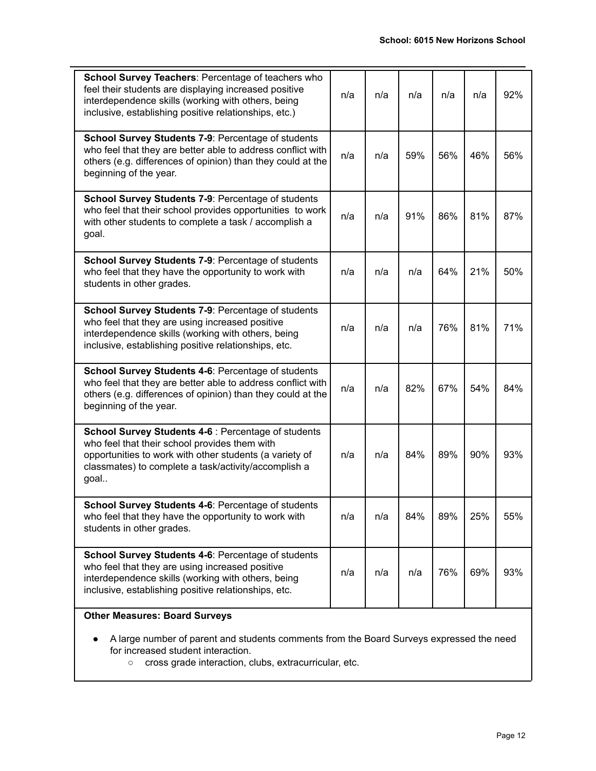| | | | | | | |
|---|---|---|---|---|---|---|
| **School Survey Teachers**: Percentage of teachers who feel their students are displaying increased positive interdependence skills (working with others, being inclusive, establishing positive relationships, etc.) | n/a | n/a | n/a | n/a | n/a | 92% |
| **School Survey Students 7-9**: Percentage of students who feel that they are better able to address conflict with others (e.g. differences of opinion) than they could at the beginning of the year. | n/a | n/a | 59% | 56% | 46% | 56% |
| **School Survey Students 7-9**: Percentage of students who feel that their school provides opportunities to work with other students to complete a task / accomplish a goal. | n/a | n/a | 91% | 86% | 81% | 87% |
| **School Survey Students 7-9**: Percentage of students who feel that they have the opportunity to work with students in other grades. | n/a | n/a | n/a | 64% | 21% | 50% |
| **School Survey Students 7-9**: Percentage of students who feel that they are using increased positive interdependence skills (working with others, being inclusive, establishing positive relationships, etc. | n/a | n/a | n/a | 76% | 81% | 71% |
| **School Survey Students 4-6**: Percentage of students who feel that they are better able to address conflict with others (e.g. differences of opinion) than they could at the beginning of the year. | n/a | n/a | 82% | 67% | 54% | 84% |
| **School Survey Students 4-6** : Percentage of students who feel that their school provides them with opportunities to work with other students (a variety of classmates) to complete a task/activity/accomplish a goal.. | n/a | n/a | 84% | 89% | 90% | 93% |
| **School Survey Students 4-6**: Percentage of students who feel that they have the opportunity to work with students in other grades. | n/a | n/a | 84% | 89% | 25% | 55% |
| **School Survey Students 4-6**: Percentage of students who feel that they are using increased positive interdependence skills (working with others, being inclusive, establishing positive relationships, etc. | n/a | n/a | n/a | 76% | 69% | 93% |

**Other Measures: Board Surveys**

- A large number of parent and students comments from the Board Surveys expressed the need for increased student interaction.
  - cross grade interaction, clubs, extracurricular, etc.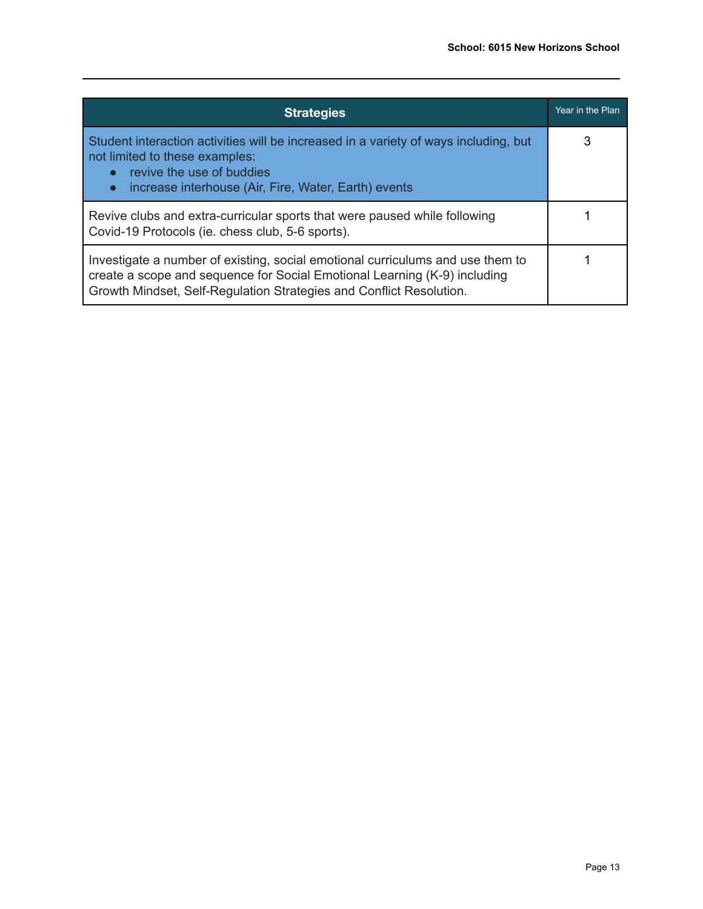| Strategies | Year in the Plan |
|---|---|
| Student interaction activities will be increased in a variety of ways including, but not limited to these examples:<br>• revive the use of buddies<br>• increase interhouse (Air, Fire, Water, Earth) events | 3 |
| Revive clubs and extra-curricular sports that were paused while following Covid-19 Protocols (ie. chess club, 5-6 sports). | 1 |
| Investigate a number of existing, social emotional curriculums and use them to create a scope and sequence for Social Emotional Learning (K-9) including Growth Mindset, Self-Regulation Strategies and Conflict Resolution. | 1 |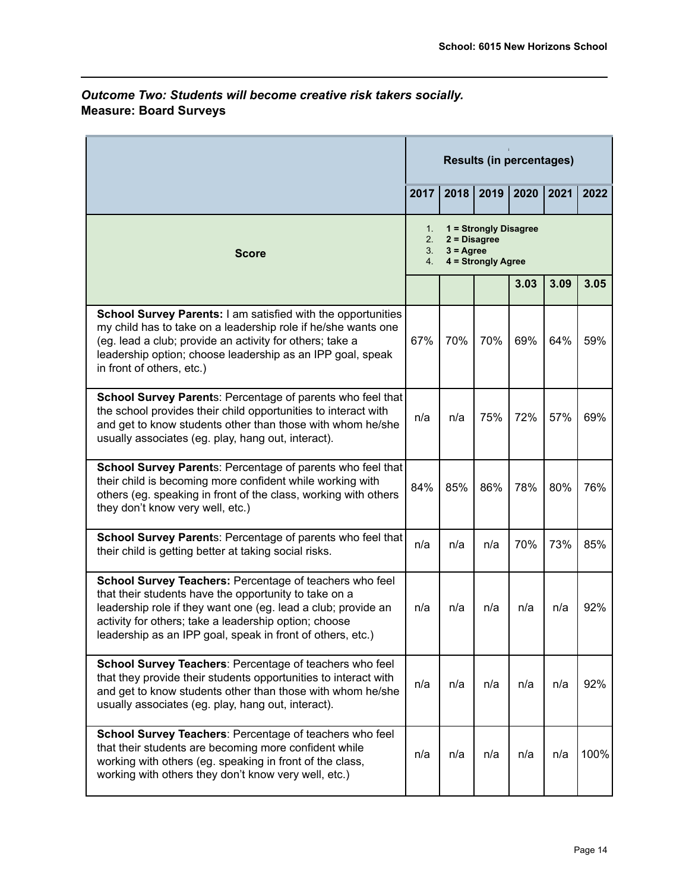*Outcome Two: Students will become creative risk takers socially.*
**Measure: Board Surveys**

| | Results (in percentages) | | | | | |
|---|---|---|---|---|---|---|
| | **2017** | **2018** | **2019** | **2020** | **2021** | **2022** |
| **Score** | 1. **1 = Strongly Disagree** 2. **2 = Disagree** 3. **3 = Agree** 4. **4 = Strongly Agree** | | | | | |
| | | | | **3.03** | **3.09** | **3.05** |
| **School Survey Parents:** I am satisfied with the opportunities my child has to take on a leadership role if he/she wants one (eg. lead a club; provide an activity for others; take a leadership option; choose leadership as an IPP goal, speak in front of others, etc.) | 67% | 70% | 70% | 69% | 64% | 59% |
| **School Survey Parents**: Percentage of parents who feel that the school provides their child opportunities to interact with and get to know students other than those with whom he/she usually associates (eg. play, hang out, interact). | n/a | n/a | 75% | 72% | 57% | 69% |
| **School Survey Parents**: Percentage of parents who feel that their child is becoming more confident while working with others (eg. speaking in front of the class, working with others they don't know very well, etc.) | 84% | 85% | 86% | 78% | 80% | 76% |
| **School Survey Parents**: Percentage of parents who feel that their child is getting better at taking social risks. | n/a | n/a | n/a | 70% | 73% | 85% |
| **School Survey Teachers:** Percentage of teachers who feel that their students have the opportunity to take on a leadership role if they want one (eg. lead a club; provide an activity for others; take a leadership option; choose leadership as an IPP goal, speak in front of others, etc.) | n/a | n/a | n/a | n/a | n/a | 92% |
| **School Survey Teachers**: Percentage of teachers who feel that they provide their students opportunities to interact with and get to know students other than those with whom he/she usually associates (eg. play, hang out, interact). | n/a | n/a | n/a | n/a | n/a | 92% |
| **School Survey Teachers**: Percentage of teachers who feel that their students are becoming more confident while working with others (eg. speaking in front of the class, working with others they don't know very well, etc.) | n/a | n/a | n/a | n/a | n/a | 100% |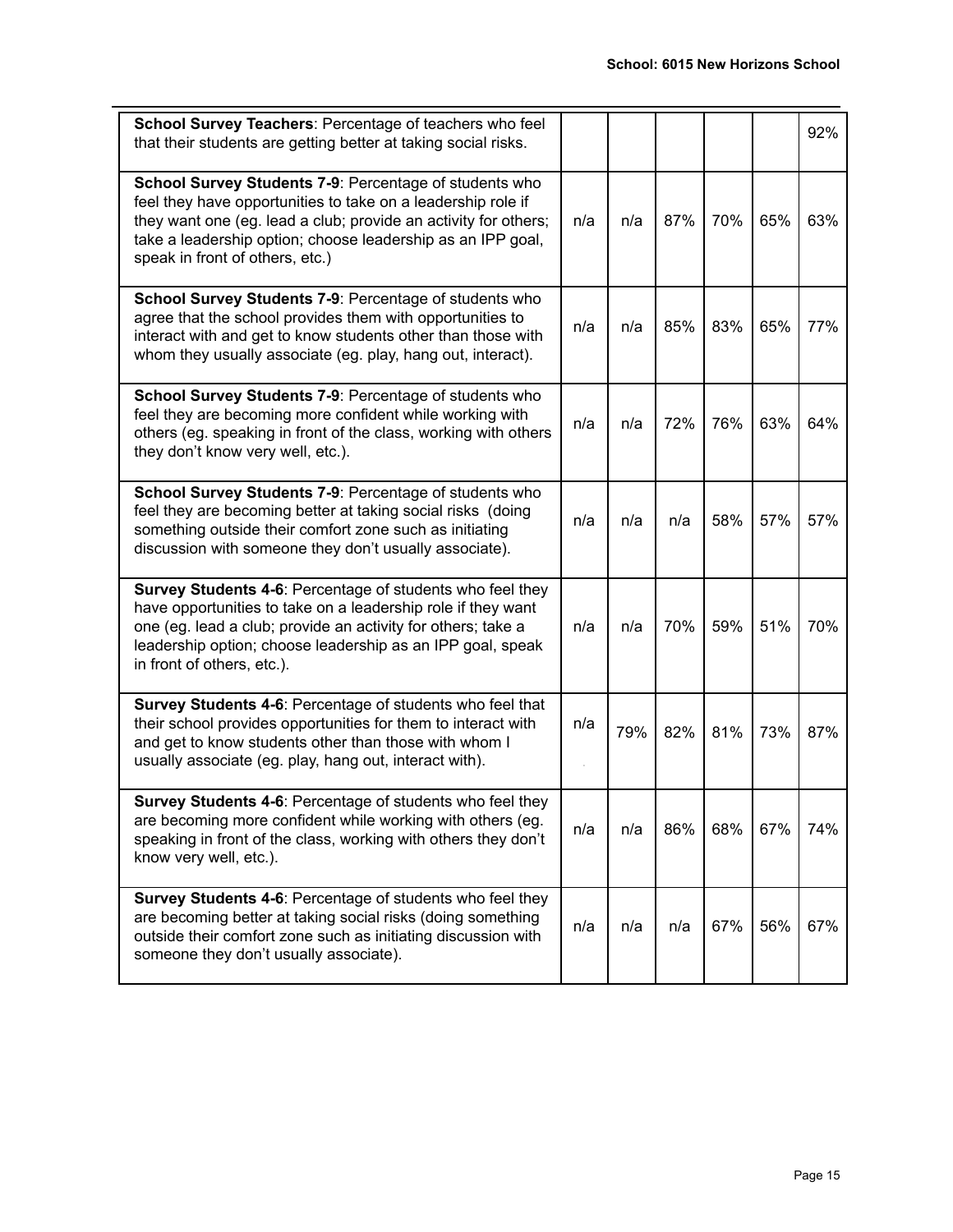| | | | | | | |
|---|---|---|---|---|---|---|
| **School Survey Teachers**: Percentage of teachers who feel that their students are getting better at taking social risks. | | | | | | 92% |
| **School Survey Students 7-9**: Percentage of students who feel they have opportunities to take on a leadership role if they want one (eg. lead a club; provide an activity for others; take a leadership option; choose leadership as an IPP goal, speak in front of others, etc.) | n/a | n/a | 87% | 70% | 65% | 63% |
| **School Survey Students 7-9**: Percentage of students who agree that the school provides them with opportunities to interact with and get to know students other than those with whom they usually associate (eg. play, hang out, interact). | n/a | n/a | 85% | 83% | 65% | 77% |
| **School Survey Students 7-9**: Percentage of students who feel they are becoming more confident while working with others (eg. speaking in front of the class, working with others they don't know very well, etc.). | n/a | n/a | 72% | 76% | 63% | 64% |
| **School Survey Students 7-9**: Percentage of students who feel they are becoming better at taking social risks (doing something outside their comfort zone such as initiating discussion with someone they don't usually associate). | n/a | n/a | n/a | 58% | 57% | 57% |
| **Survey Students 4-6**: Percentage of students who feel they have opportunities to take on a leadership role if they want one (eg. lead a club; provide an activity for others; take a leadership option; choose leadership as an IPP goal, speak in front of others, etc.). | n/a | n/a | 70% | 59% | 51% | 70% |
| **Survey Students 4-6**: Percentage of students who feel that their school provides opportunities for them to interact with and get to know students other than those with whom I usually associate (eg. play, hang out, interact with). | n/a | 79% | 82% | 81% | 73% | 87% |
| **Survey Students 4-6**: Percentage of students who feel they are becoming more confident while working with others (eg. speaking in front of the class, working with others they don't know very well, etc.). | n/a | n/a | 86% | 68% | 67% | 74% |
| **Survey Students 4-6**: Percentage of students who feel they are becoming better at taking social risks (doing something outside their comfort zone such as initiating discussion with someone they don't usually associate). | n/a | n/a | n/a | 67% | 56% | 67% |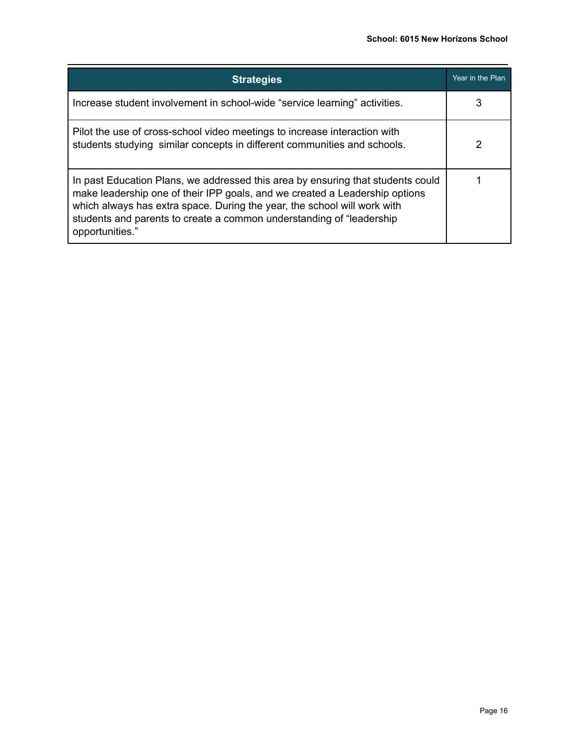| Strategies | Year in the Plan |
|---|---|
| Increase student involvement in school-wide "service learning" activities. | 3 |
| Pilot the use of cross-school video meetings to increase interaction with students studying  similar concepts in different communities and schools. | 2 |
| In past Education Plans, we addressed this area by ensuring that students could make leadership one of their IPP goals, and we created a Leadership options which always has extra space. During the year, the school will work with students and parents to create a common understanding of "leadership opportunities." | 1 |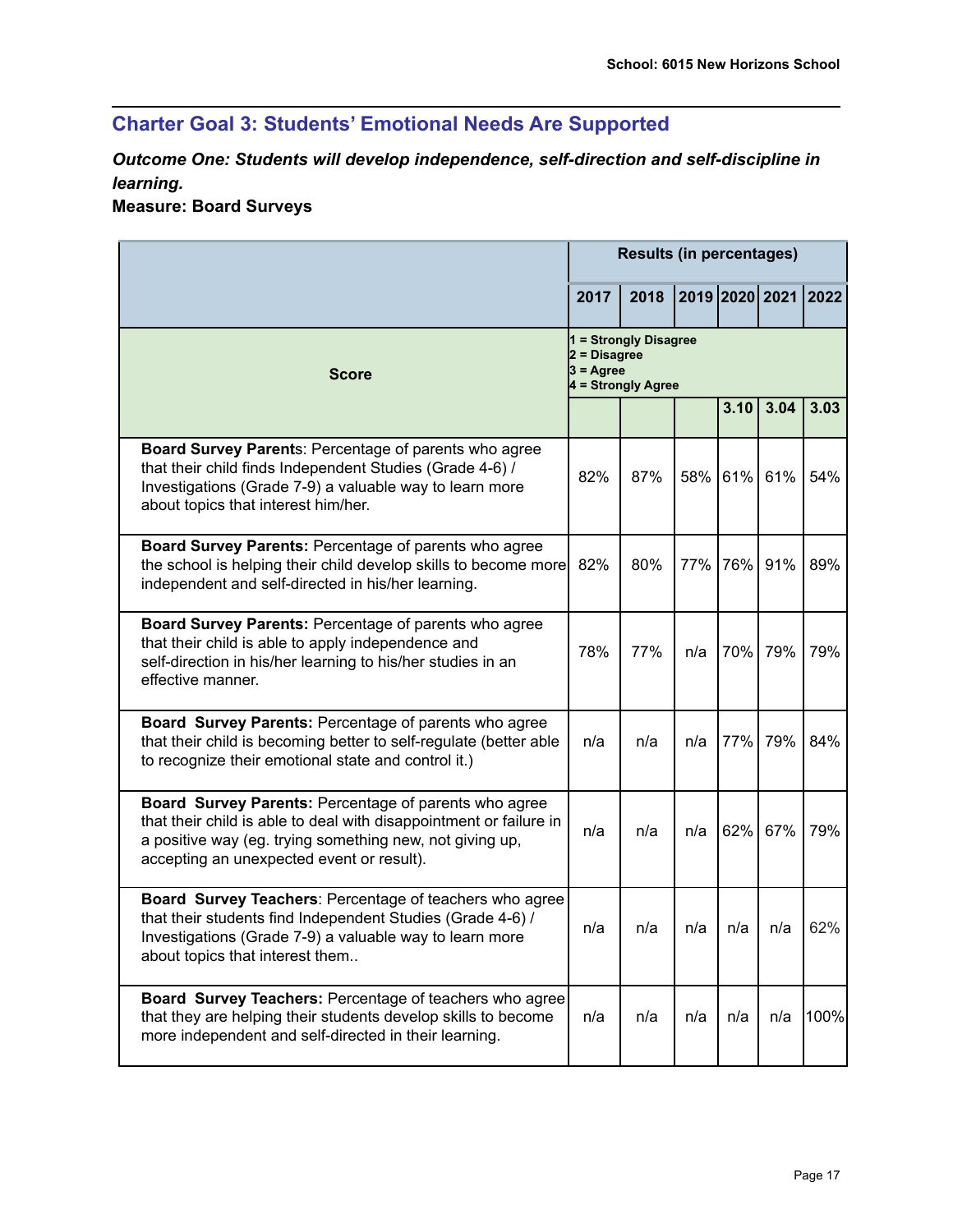## Charter Goal 3: Students' Emotional Needs Are Supported

***Outcome One: Students will develop independence, self-direction and self-discipline in learning.***
**Measure: Board Surveys**

| | Results (in percentages) | | | | | |
|---|---|---|---|---|---|---|
| | **2017** | **2018** | **2019** | **2020** | **2021** | **2022** |
| **Score** | **1 = Strongly Disagree**<br>**2 = Disagree**<br>**3 = Agree**<br>**4 = Strongly Agree** | | | | | |
| | | | | **3.10** | **3.04** | **3.03** |
| **Board Survey Parent**s: Percentage of parents who agree that their child finds Independent Studies (Grade 4-6) / Investigations (Grade 7-9) a valuable way to learn more about topics that interest him/her. | 82% | 87% | 58% | 61% | 61% | 54% |
| **Board Survey Parents:** Percentage of parents who agree the school is helping their child develop skills to become more independent and self-directed in his/her learning. | 82% | 80% | 77% | 76% | 91% | 89% |
| **Board Survey Parents:** Percentage of parents who agree that their child is able to apply independence and self-direction in his/her learning to his/her studies in an effective manner. | 78% | 77% | n/a | 70% | 79% | 79% |
| **Board Survey Parents:** Percentage of parents who agree that their child is becoming better to self-regulate (better able to recognize their emotional state and control it.) | n/a | n/a | n/a | 77% | 79% | 84% |
| **Board Survey Parents:** Percentage of parents who agree that their child is able to deal with disappointment or failure in a positive way (eg. trying something new, not giving up, accepting an unexpected event or result). | n/a | n/a | n/a | 62% | 67% | 79% |
| **Board Survey Teachers**: Percentage of teachers who agree that their students find Independent Studies (Grade 4-6) / Investigations (Grade 7-9) a valuable way to learn more about topics that interest them.. | n/a | n/a | n/a | n/a | n/a | 62% |
| **Board Survey Teachers:** Percentage of teachers who agree that they are helping their students develop skills to become more independent and self-directed in their learning. | n/a | n/a | n/a | n/a | n/a | 100% |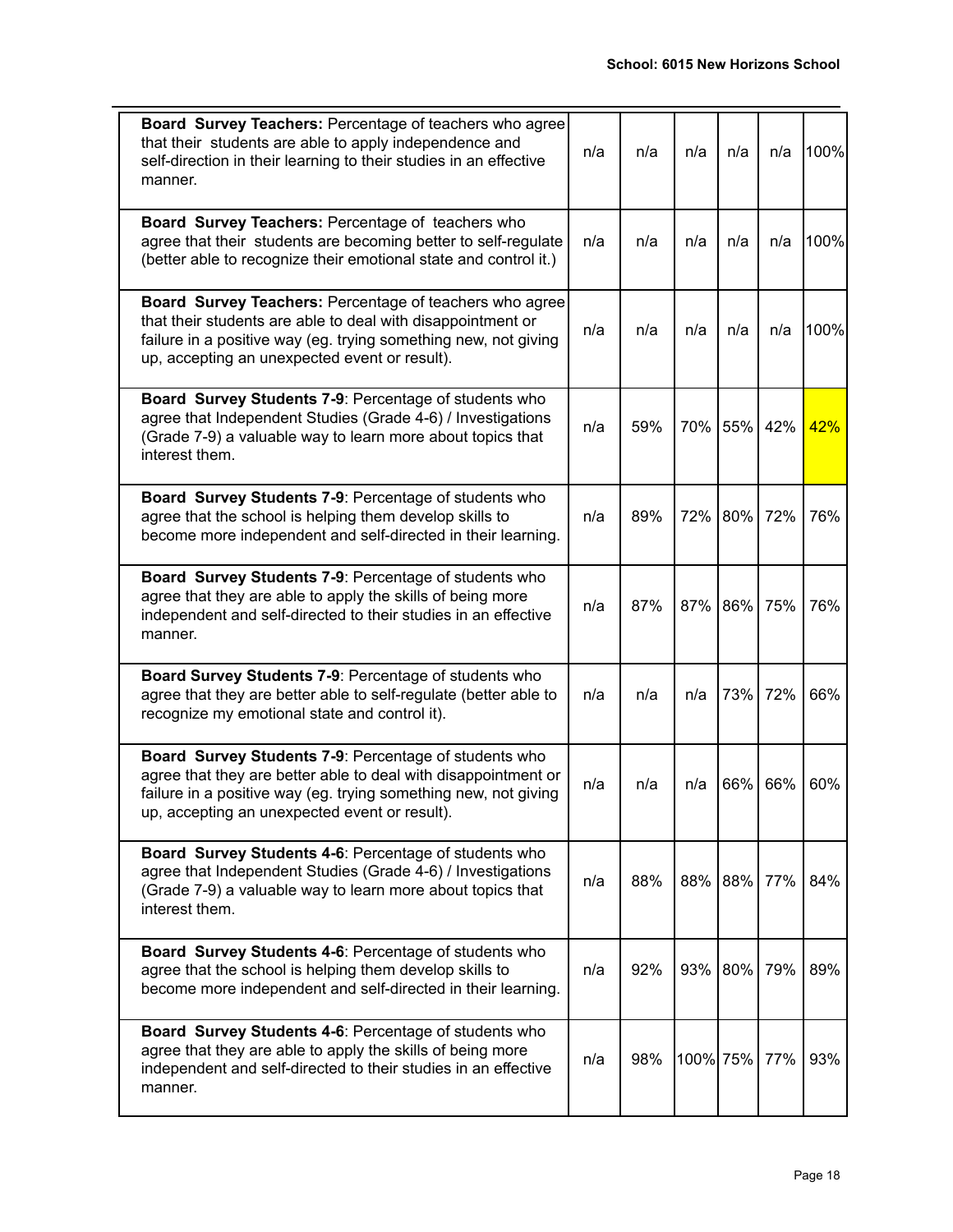| | | | | | | |
|---|---|---|---|---|---|---|
| **Board Survey Teachers:** Percentage of teachers who agree that their students are able to apply independence and self-direction in their learning to their studies in an effective manner. | n/a | n/a | n/a | n/a | n/a | 100% |
| **Board Survey Teachers:** Percentage of teachers who agree that their students are becoming better to self-regulate (better able to recognize their emotional state and control it.) | n/a | n/a | n/a | n/a | n/a | 100% |
| **Board Survey Teachers:** Percentage of teachers who agree that their students are able to deal with disappointment or failure in a positive way (eg. trying something new, not giving up, accepting an unexpected event or result). | n/a | n/a | n/a | n/a | n/a | 100% |
| **Board Survey Students 7-9**: Percentage of students who agree that Independent Studies (Grade 4-6) / Investigations (Grade 7-9) a valuable way to learn more about topics that interest them. | n/a | 59% | 70% | 55% | 42% | 42% |
| **Board Survey Students 7-9**: Percentage of students who agree that the school is helping them develop skills to become more independent and self-directed in their learning. | n/a | 89% | 72% | 80% | 72% | 76% |
| **Board Survey Students 7-9**: Percentage of students who agree that they are able to apply the skills of being more independent and self-directed to their studies in an effective manner. | n/a | 87% | 87% | 86% | 75% | 76% |
| **Board Survey Students 7-9**: Percentage of students who agree that they are better able to self-regulate (better able to recognize my emotional state and control it). | n/a | n/a | n/a | 73% | 72% | 66% |
| **Board Survey Students 7-9**: Percentage of students who agree that they are better able to deal with disappointment or failure in a positive way (eg. trying something new, not giving up, accepting an unexpected event or result). | n/a | n/a | n/a | 66% | 66% | 60% |
| **Board Survey Students 4-6**: Percentage of students who agree that Independent Studies (Grade 4-6) / Investigations (Grade 7-9) a valuable way to learn more about topics that interest them. | n/a | 88% | 88% | 88% | 77% | 84% |
| **Board Survey Students 4-6**: Percentage of students who agree that the school is helping them develop skills to become more independent and self-directed in their learning. | n/a | 92% | 93% | 80% | 79% | 89% |
| **Board Survey Students 4-6**: Percentage of students who agree that they are able to apply the skills of being more independent and self-directed to their studies in an effective manner. | n/a | 98% | 100% | 75% | 77% | 93% |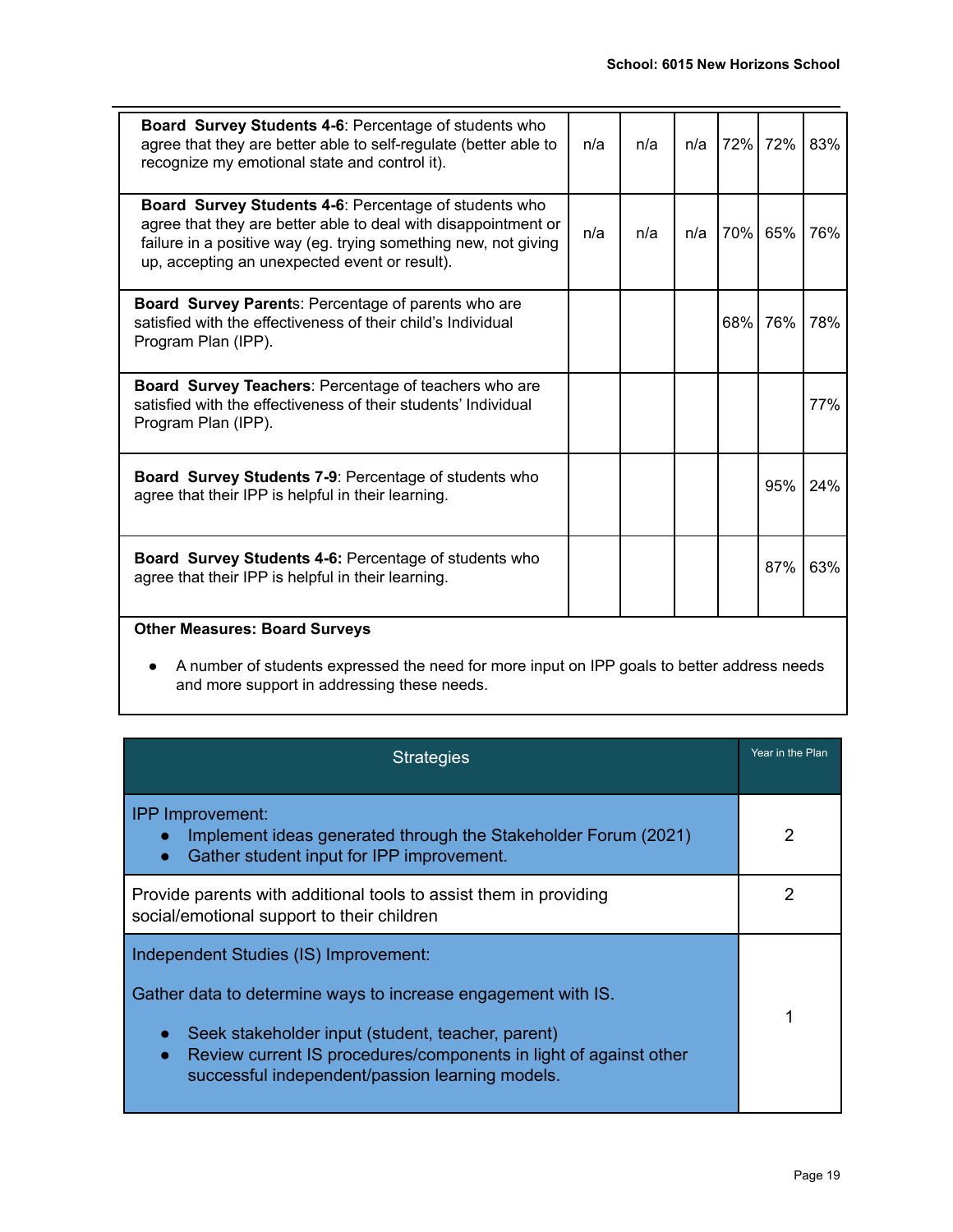| Measure | | | | | | |
|---|---|---|---|---|---|---|
| **Board Survey Students 4-6**: Percentage of students who agree that they are better able to self-regulate (better able to recognize my emotional state and control it). | n/a | n/a | n/a | 72% | 72% | 83% |
| **Board Survey Students 4-6**: Percentage of students who agree that they are better able to deal with disappointment or failure in a positive way (eg. trying something new, not giving up, accepting an unexpected event or result). | n/a | n/a | n/a | 70% | 65% | 76% |
| **Board Survey Parents**: Percentage of parents who are satisfied with the effectiveness of their child's Individual Program Plan (IPP). | | | | 68% | 76% | 78% |
| **Board Survey Teachers**: Percentage of teachers who are satisfied with the effectiveness of their students' Individual Program Plan (IPP). | | | | | | 77% |
| **Board Survey Students 7-9**: Percentage of students who agree that their IPP is helpful in their learning. | | | | | 95% | 24% |
| **Board Survey Students 4-6:** Percentage of students who agree that their IPP is helpful in their learning. | | | | | 87% | 63% |

**Other Measures: Board Surveys**

- A number of students expressed the need for more input on IPP goals to better address needs and more support in addressing these needs.

| Strategies | Year in the Plan |
|---|---|
| IPP Improvement:<br>• Implement ideas generated through the Stakeholder Forum (2021)<br>• Gather student input for IPP improvement. | 2 |
| Provide parents with additional tools to assist them in providing social/emotional support to their children | 2 |
| Independent Studies (IS) Improvement:<br><br>Gather data to determine ways to increase engagement with IS.<br><br>• Seek stakeholder input (student, teacher, parent)<br>• Review current IS procedures/components in light of against other successful independent/passion learning models. | 1 |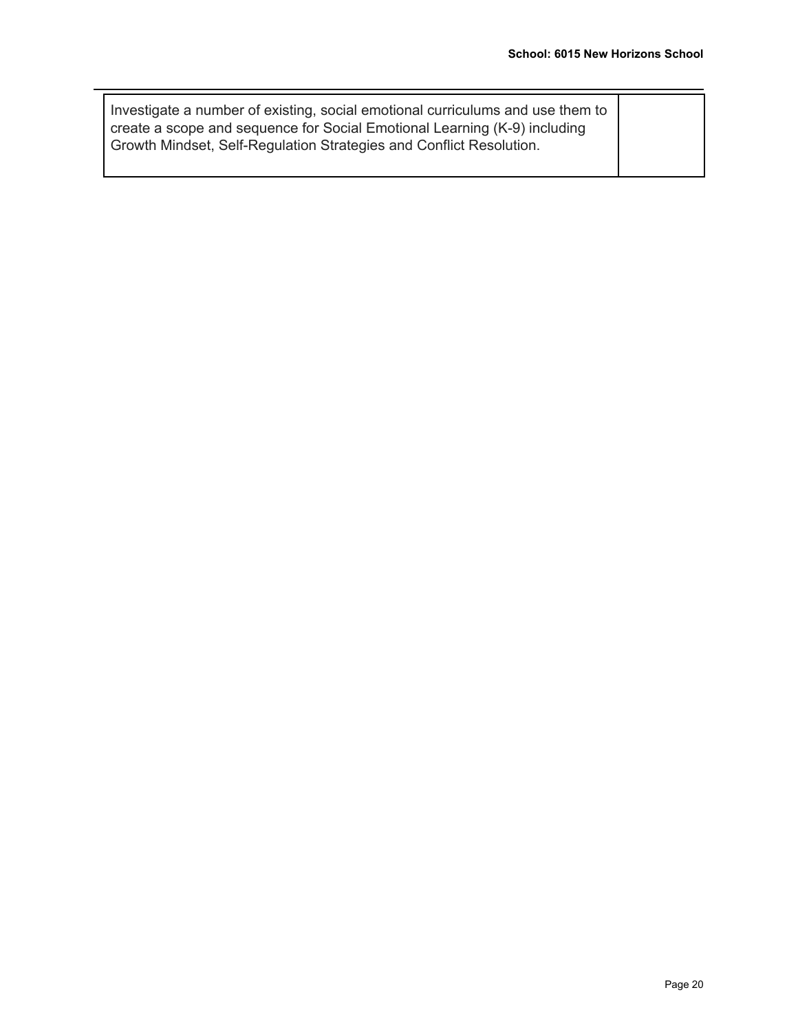| | |
|---|---|
| Investigate a number of existing, social emotional curriculums and use them to create a scope and sequence for Social Emotional Learning (K-9) including Growth Mindset, Self-Regulation Strategies and Conflict Resolution. | |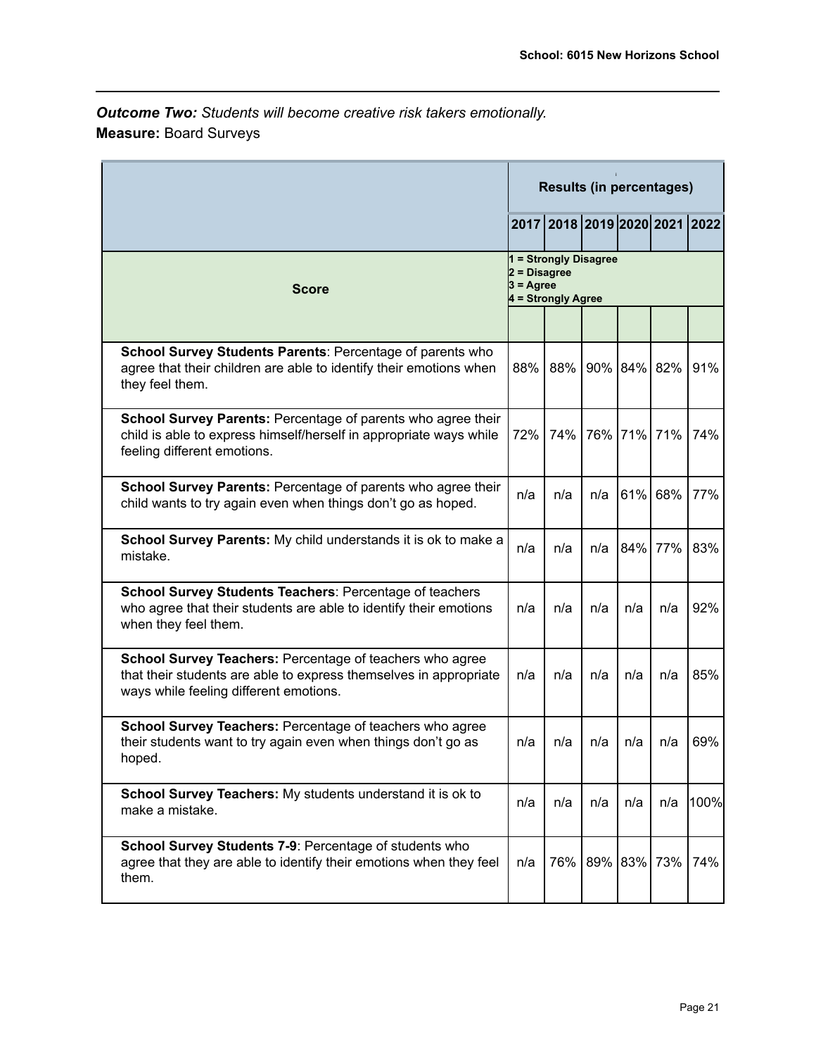***Outcome Two:*** *Students will become creative risk takers emotionally.*

**Measure:** Board Surveys

| | Results (in percentages) | | | | | |
|---|---|---|---|---|---|---|
| | 2017 | 2018 | 2019 | 2020 | 2021 | 2022 |
| **Score** | 1 = Strongly Disagree<br>2 = Disagree<br>3 = Agree<br>4 = Strongly Agree | | | | | |
| **School Survey Students Parents**: Percentage of parents who agree that their children are able to identify their emotions when they feel them. | 88% | 88% | 90% | 84% | 82% | 91% |
| **School Survey Parents:** Percentage of parents who agree their child is able to express himself/herself in appropriate ways while feeling different emotions. | 72% | 74% | 76% | 71% | 71% | 74% |
| **School Survey Parents:** Percentage of parents who agree their child wants to try again even when things don't go as hoped. | n/a | n/a | n/a | 61% | 68% | 77% |
| **School Survey Parents:** My child understands it is ok to make a mistake. | n/a | n/a | n/a | 84% | 77% | 83% |
| **School Survey Students Teachers**: Percentage of teachers who agree that their students are able to identify their emotions when they feel them. | n/a | n/a | n/a | n/a | n/a | 92% |
| **School Survey Teachers:** Percentage of teachers who agree that their students are able to express themselves in appropriate ways while feeling different emotions. | n/a | n/a | n/a | n/a | n/a | 85% |
| **School Survey Teachers:** Percentage of teachers who agree their students want to try again even when things don't go as hoped. | n/a | n/a | n/a | n/a | n/a | 69% |
| **School Survey Teachers:** My students understand it is ok to make a mistake. | n/a | n/a | n/a | n/a | n/a | 100% |
| **School Survey Students 7-9**: Percentage of students who agree that they are able to identify their emotions when they feel them. | n/a | 76% | 89% | 83% | 73% | 74% |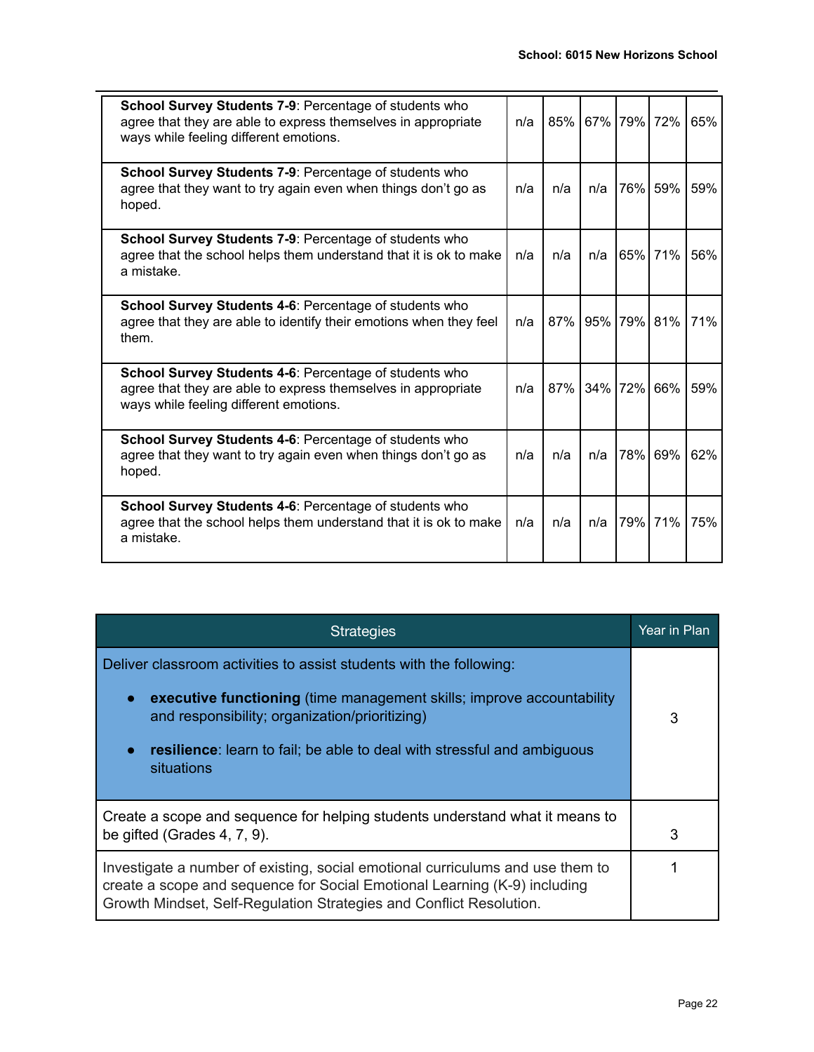| | | | | | | |
|---|---|---|---|---|---|---|
| **School Survey Students 7-9**: Percentage of students who agree that they are able to express themselves in appropriate ways while feeling different emotions. | n/a | 85% | 67% | 79% | 72% | 65% |
| **School Survey Students 7-9**: Percentage of students who agree that they want to try again even when things don't go as hoped. | n/a | n/a | n/a | 76% | 59% | 59% |
| **School Survey Students 7-9**: Percentage of students who agree that the school helps them understand that it is ok to make a mistake. | n/a | n/a | n/a | 65% | 71% | 56% |
| **School Survey Students 4-6**: Percentage of students who agree that they are able to identify their emotions when they feel them. | n/a | 87% | 95% | 79% | 81% | 71% |
| **School Survey Students 4-6**: Percentage of students who agree that they are able to express themselves in appropriate ways while feeling different emotions. | n/a | 87% | 34% | 72% | 66% | 59% |
| **School Survey Students 4-6**: Percentage of students who agree that they want to try again even when things don't go as hoped. | n/a | n/a | n/a | 78% | 69% | 62% |
| **School Survey Students 4-6**: Percentage of students who agree that the school helps them understand that it is ok to make a mistake. | n/a | n/a | n/a | 79% | 71% | 75% |

| Strategies | Year in Plan |
|---|---|
| Deliver classroom activities to assist students with the following:<br>• **executive functioning** (time management skills; improve accountability and responsibility; organization/prioritizing)<br>• **resilience**: learn to fail; be able to deal with stressful and ambiguous situations | 3 |
| Create a scope and sequence for helping students understand what it means to be gifted (Grades 4, 7, 9). | 3 |
| Investigate a number of existing, social emotional curriculums and use them to create a scope and sequence for Social Emotional Learning (K-9) including Growth Mindset, Self-Regulation Strategies and Conflict Resolution. | 1 |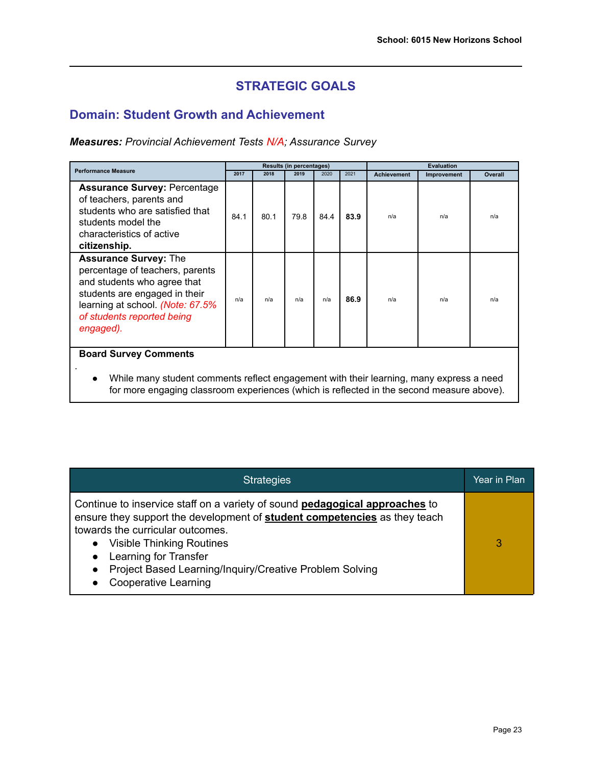## STRATEGIC GOALS

## Domain: Student Growth and Achievement

***Measures:*** *Provincial Achievement Tests N/A; Assurance Survey*

| Performance Measure | Results (in percentages) | | | | | Evaluation | | |
|---|---|---|---|---|---|---|---|---|
| | 2017 | 2018 | 2019 | 2020 | 2021 | Achievement | Improvement | Overall |
| **Assurance Survey:** Percentage of teachers, parents and students who are satisfied that students model the characteristics of active **citizenship.** | 84.1 | 80.1 | 79.8 | 84.4 | **83.9** | n/a | n/a | n/a |
| **Assurance Survey:** The percentage of teachers, parents and students who agree that students are engaged in their learning at school. *(Note: 67.5% of students reported being engaged).* | n/a | n/a | n/a | n/a | **86.9** | n/a | n/a | n/a |

**Board Survey Comments**

.

- While many student comments reflect engagement with their learning, many express a need for more engaging classroom experiences (which is reflected in the second measure above).

| Strategies | Year in Plan |
|---|---|
| Continue to inservice staff on a variety of sound **pedagogical approaches** to ensure they support the development of **student competencies** as they teach towards the curricular outcomes.<br>• Visible Thinking Routines<br>• Learning for Transfer<br>• Project Based Learning/Inquiry/Creative Problem Solving<br>• Cooperative Learning | 3 |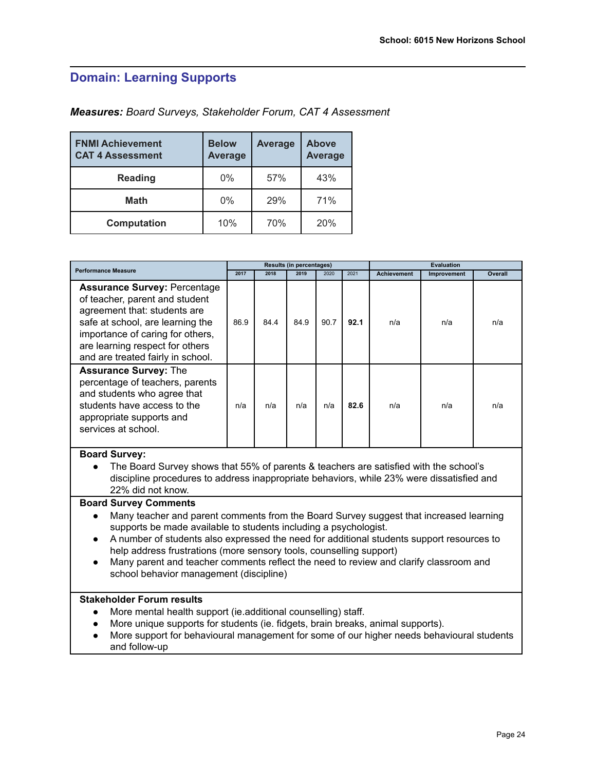## Domain: Learning Supports

***Measures:*** *Board Surveys, Stakeholder Forum, CAT 4 Assessment*

| FNMI Achievement CAT 4 Assessment | Below Average | Average | Above Average |
|---|---|---|---|
| **Reading** | 0% | 57% | 43% |
| **Math** | 0% | 29% | 71% |
| **Computation** | 10% | 70% | 20% |

| Performance Measure | Results (in percentages) | | | | | Evaluation | | |
|---|---|---|---|---|---|---|---|---|
| | 2017 | 2018 | 2019 | 2020 | 2021 | Achievement | Improvement | Overall |
| **Assurance Survey:** Percentage of teacher, parent and student agreement that: students are safe at school, are learning the importance of caring for others, are learning respect for others and are treated fairly in school. | 86.9 | 84.4 | 84.9 | 90.7 | **92.1** | n/a | n/a | n/a |
| **Assurance Survey:** The percentage of teachers, parents and students who agree that students have access to the appropriate supports and services at school. | n/a | n/a | n/a | n/a | **82.6** | n/a | n/a | n/a |

**Board Survey:**

- The Board Survey shows that 55% of parents & teachers are satisfied with the school's discipline procedures to address inappropriate behaviors, while 23% were dissatisfied and 22% did not know.

**Board Survey Comments**

- Many teacher and parent comments from the Board Survey suggest that increased learning supports be made available to students including a psychologist.
- A number of students also expressed the need for additional students support resources to help address frustrations (more sensory tools, counselling support)
- Many parent and teacher comments reflect the need to review and clarify classroom and school behavior management (discipline)

**Stakeholder Forum results**

- More mental health support (ie.additional counselling) staff.
- More unique supports for students (ie. fidgets, brain breaks, animal supports).
- More support for behavioural management for some of our higher needs behavioural students and follow-up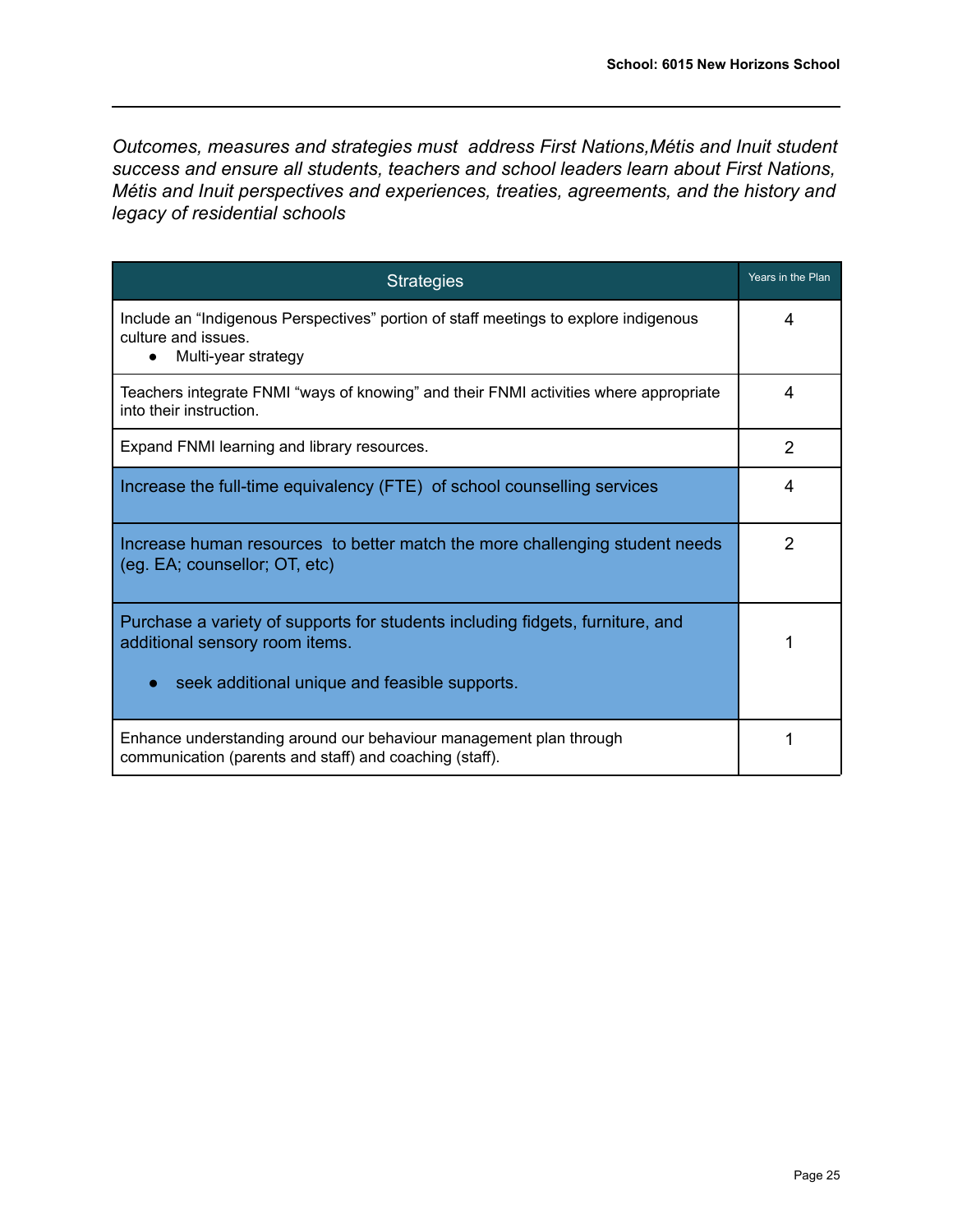*Outcomes, measures and strategies must address First Nations,Métis and Inuit student success and ensure all students, teachers and school leaders learn about First Nations, Métis and Inuit perspectives and experiences, treaties, agreements, and the history and legacy of residential schools*

| Strategies | Years in the Plan |
|---|---|
| Include an “Indigenous Perspectives” portion of staff meetings to explore indigenous culture and issues.<br>● Multi-year strategy | 4 |
| Teachers integrate FNMI “ways of knowing” and their FNMI activities where appropriate into their instruction. | 4 |
| Expand FNMI learning and library resources. | 2 |
| Increase the full-time equivalency (FTE) of school counselling services | 4 |
| Increase human resources to better match the more challenging student needs (eg. EA; counsellor; OT, etc) | 2 |
| Purchase a variety of supports for students including fidgets, furniture, and additional sensory room items.<br>● seek additional unique and feasible supports. | 1 |
| Enhance understanding around our behaviour management plan through communication (parents and staff) and coaching (staff). | 1 |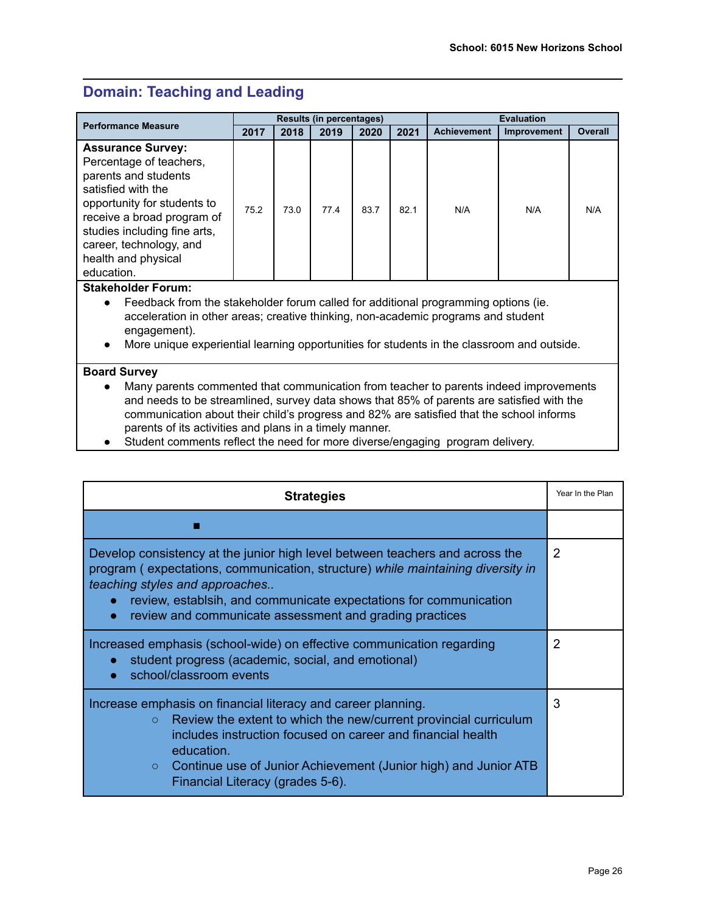## Domain: Teaching and Leading

| Performance Measure | Results (in percentages) | | | | | Evaluation | | |
|---|---|---|---|---|---|---|---|---|
| | 2017 | 2018 | 2019 | 2020 | 2021 | Achievement | Improvement | Overall |
| **Assurance Survey:** Percentage of teachers, parents and students satisfied with the opportunity for students to receive a broad program of studies including fine arts, career, technology, and health and physical education. | 75.2 | 73.0 | 77.4 | 83.7 | 82.1 | N/A | N/A | N/A |

**Stakeholder Forum:**

- Feedback from the stakeholder forum called for additional programming options (ie. acceleration in other areas; creative thinking, non-academic programs and student engagement).
- More unique experiential learning opportunities for students in the classroom and outside.

**Board Survey**

- Many parents commented that communication from teacher to parents indeed improvements and needs to be streamlined, survey data shows that 85% of parents are satisfied with the communication about their child's progress and 82% are satisfied that the school informs parents of its activities and plans in a timely manner.
- Student comments reflect the need for more diverse/engaging program delivery.

| Strategies | Year In the Plan |
|---|---|
| ▪ | |
| Develop consistency at the junior high level between teachers and across the program ( expectations, communication, structure) *while maintaining diversity in teaching styles and approaches..*<br>• review, establsih, and communicate expectations for communication<br>• review and communicate assessment and grading practices | 2 |
| Increased emphasis (school-wide) on effective communication regarding<br>• student progress (academic, social, and emotional)<br>• school/classroom events | 2 |
| Increase emphasis on financial literacy and career planning.<br>○ Review the extent to which the new/current provincial curriculum includes instruction focused on career and financial health education.<br>○ Continue use of Junior Achievement (Junior high) and Junior ATB Financial Literacy (grades 5-6). | 3 |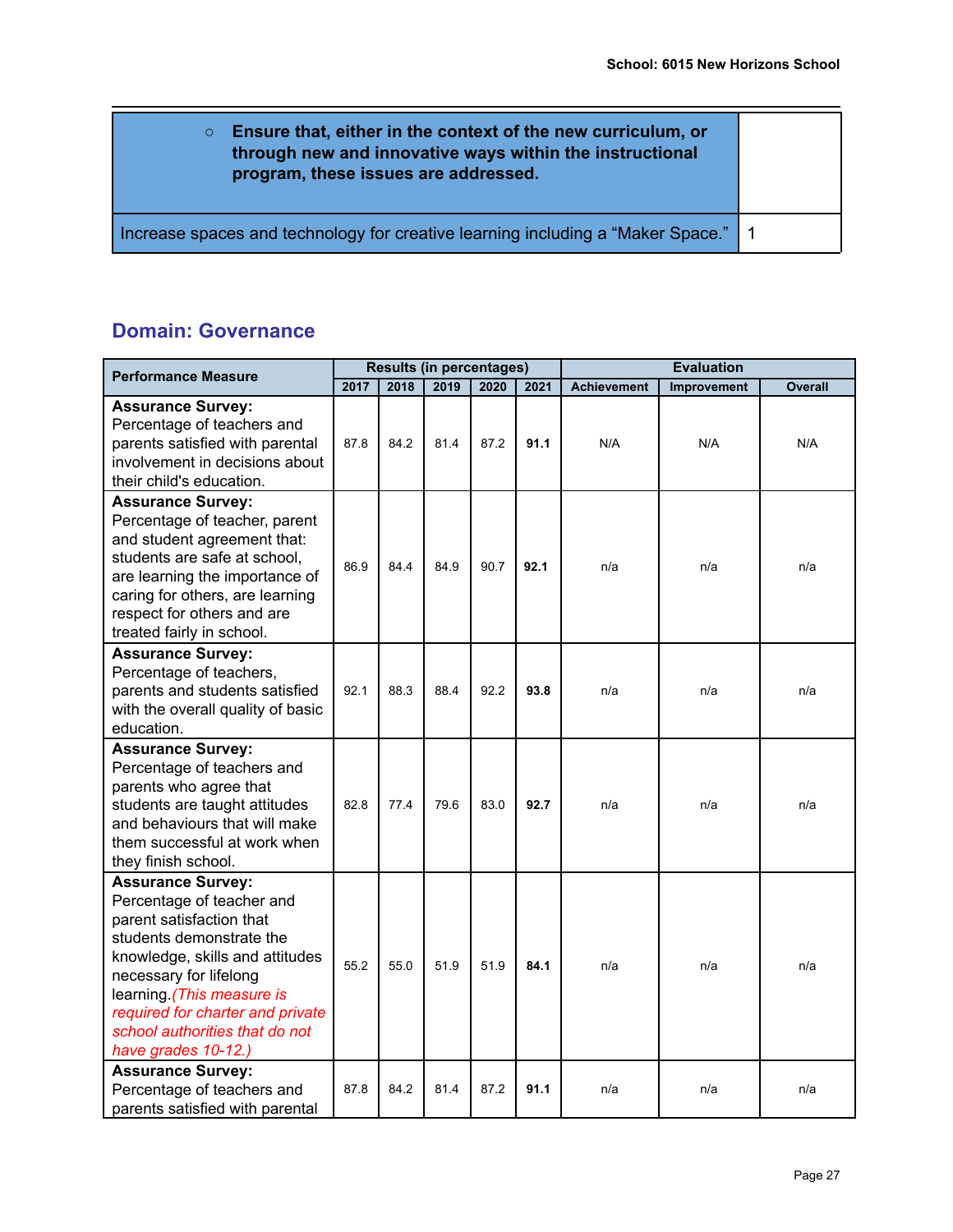| ○ **Ensure that, either in the context of the new curriculum, or through new and innovative ways within the instructional program, these issues are addressed.** | |
|---|---|
| Increase spaces and technology for creative learning including a "Maker Space." | 1 |

## Domain: Governance

| Performance Measure | Results (in percentages) | | | | | Evaluation | | |
|---|---|---|---|---|---|---|---|---|
| | 2017 | 2018 | 2019 | 2020 | 2021 | Achievement | Improvement | Overall |
| **Assurance Survey:** Percentage of teachers and parents satisfied with parental involvement in decisions about their child's education. | 87.8 | 84.2 | 81.4 | 87.2 | **91.1** | N/A | N/A | N/A |
| **Assurance Survey:** Percentage of teacher, parent and student agreement that: students are safe at school, are learning the importance of caring for others, are learning respect for others and are treated fairly in school. | 86.9 | 84.4 | 84.9 | 90.7 | **92.1** | n/a | n/a | n/a |
| **Assurance Survey:** Percentage of teachers, parents and students satisfied with the overall quality of basic education. | 92.1 | 88.3 | 88.4 | 92.2 | **93.8** | n/a | n/a | n/a |
| **Assurance Survey:** Percentage of teachers and parents who agree that students are taught attitudes and behaviours that will make them successful at work when they finish school. | 82.8 | 77.4 | 79.6 | 83.0 | **92.7** | n/a | n/a | n/a |
| **Assurance Survey:** Percentage of teacher and parent satisfaction that students demonstrate the knowledge, skills and attitudes necessary for lifelong learning. *(This measure is required for charter and private school authorities that do not have grades 10-12.)* | 55.2 | 55.0 | 51.9 | 51.9 | **84.1** | n/a | n/a | n/a |
| **Assurance Survey:** Percentage of teachers and parents satisfied with parental | 87.8 | 84.2 | 81.4 | 87.2 | **91.1** | n/a | n/a | n/a |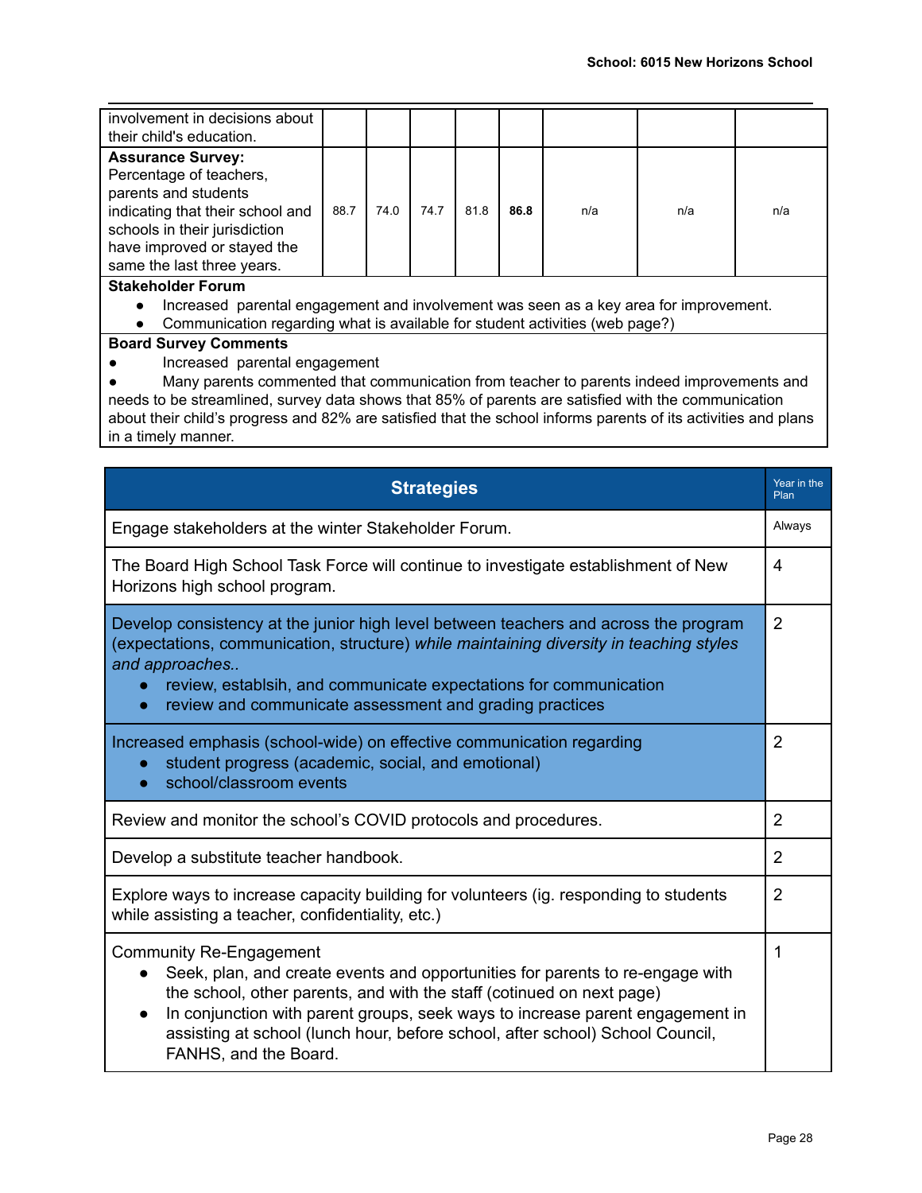| | | | | | | | | |
|---|---|---|---|---|---|---|---|---|
| involvement in decisions about their child's education. | | | | | | | | |
| **Assurance Survey:** Percentage of teachers, parents and students indicating that their school and schools in their jurisdiction have improved or stayed the same the last three years. | 88.7 | 74.0 | 74.7 | 81.8 | **86.8** | n/a | n/a | n/a |

**Stakeholder Forum**

- Increased parental engagement and involvement was seen as a key area for improvement.
- Communication regarding what is available for student activities (web page?)

**Board Survey Comments**

- Increased parental engagement
- Many parents commented that communication from teacher to parents indeed improvements and needs to be streamlined, survey data shows that 85% of parents are satisfied with the communication about their child's progress and 82% are satisfied that the school informs parents of its activities and plans in a timely manner.

| Strategies | Year in the Plan |
|---|---|
| Engage stakeholders at the winter Stakeholder Forum. | Always |
| The Board High School Task Force will continue to investigate establishment of New Horizons high school program. | 4 |
| Develop consistency at the junior high level between teachers and across the program (expectations, communication, structure) *while maintaining diversity in teaching styles and approaches..*<br>• review, establsih, and communicate expectations for communication<br>• review and communicate assessment and grading practices | 2 |
| Increased emphasis (school-wide) on effective communication regarding<br>• student progress (academic, social, and emotional)<br>• school/classroom events | 2 |
| Review and monitor the school's COVID protocols and procedures. | 2 |
| Develop a substitute teacher handbook. | 2 |
| Explore ways to increase capacity building for volunteers (ig. responding to students while assisting a teacher, confidentiality, etc.) | 2 |
| Community Re-Engagement<br>• Seek, plan, and create events and opportunities for parents to re-engage with the school, other parents, and with the staff (cotinued on next page)<br>• In conjunction with parent groups, seek ways to increase parent engagement in assisting at school (lunch hour, before school, after school) School Council, FANHS, and the Board. | 1 |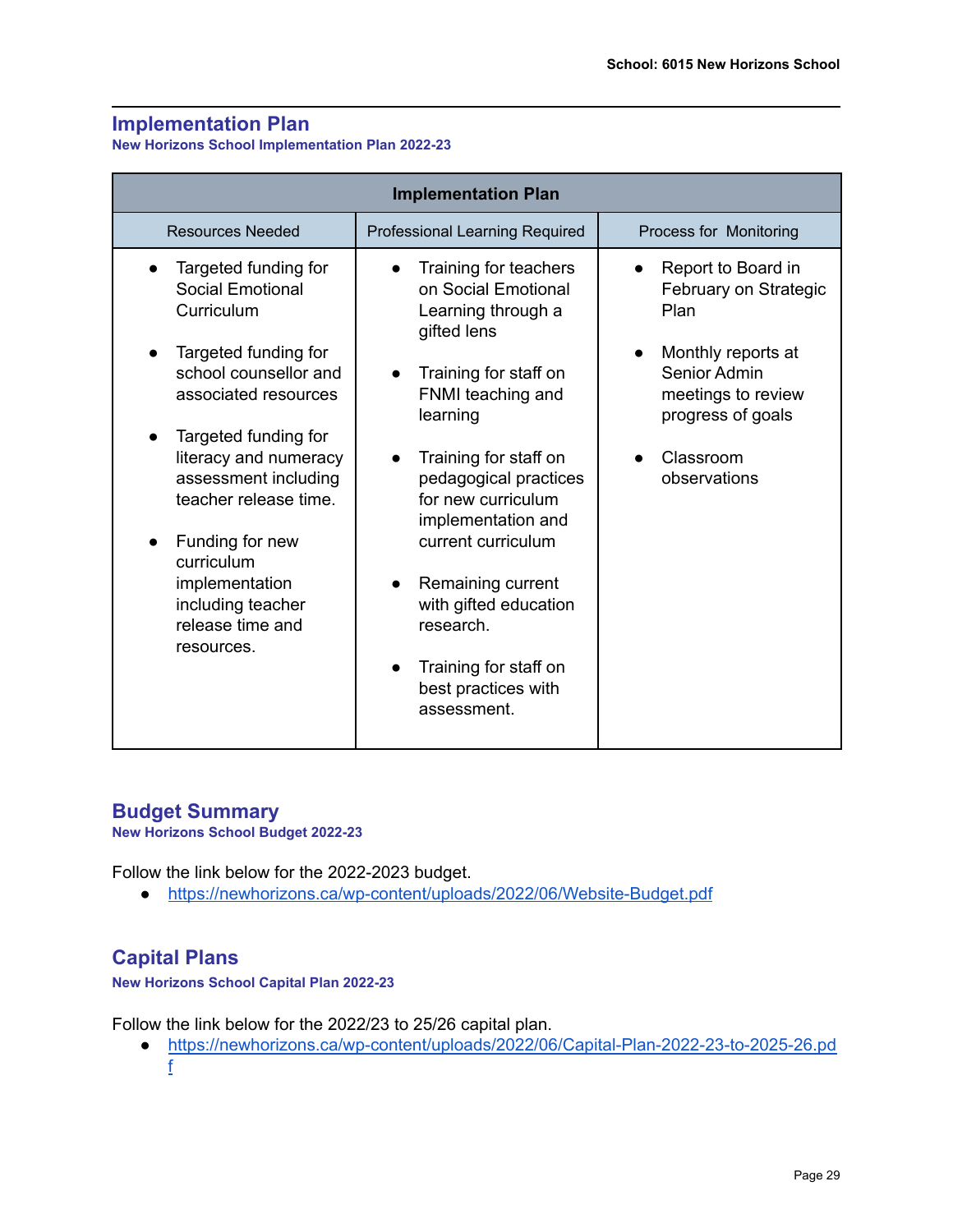## Implementation Plan

**New Horizons School Implementation Plan 2022-23**

| Implementation Plan | | |
|---|---|---|
| Resources Needed | Professional Learning Required | Process for Monitoring |
| • Targeted funding for Social Emotional Curriculum<br><br>• Targeted funding for school counsellor and associated resources<br><br>• Targeted funding for literacy and numeracy assessment including teacher release time.<br><br>• Funding for new curriculum implementation including teacher release time and resources. | • Training for teachers on Social Emotional Learning through a gifted lens<br><br>• Training for staff on FNMI teaching and learning<br><br>• Training for staff on pedagogical practices for new curriculum implementation and current curriculum<br><br>• Remaining current with gifted education research.<br><br>• Training for staff on best practices with assessment. | • Report to Board in February on Strategic Plan<br><br>• Monthly reports at Senior Admin meetings to review progress of goals<br><br>• Classroom observations |

## Budget Summary

**New Horizons School Budget 2022-23**

Follow the link below for the 2022-2023 budget.

- https://newhorizons.ca/wp-content/uploads/2022/06/Website-Budget.pdf

## Capital Plans

**New Horizons School Capital Plan 2022-23**

Follow the link below for the 2022/23 to 25/26 capital plan.

- https://newhorizons.ca/wp-content/uploads/2022/06/Capital-Plan-2022-23-to-2025-26.pdf